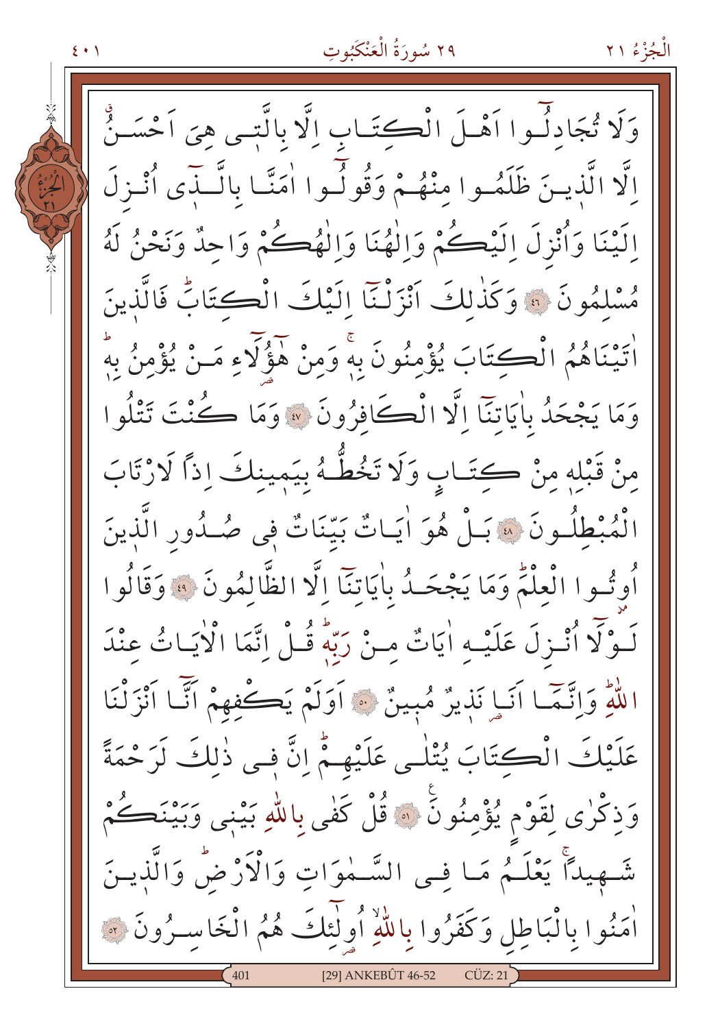وَلَا تُجَادِلُٓوا اَهْلَ الْكِتَابِ اِلَّا بِالَّت۪ي هِيَ اَحْسَنُۗ اِلَّا الَّذ۪ينَ ظَلَمُوا مِنْهُمْ وَقُولُٓوا اٰمَنَّا بِالَّـذ۪ٓي اُنْزِلَ اِلَيْنَا وَاُنْزِلَ اِلَيْكُمْ وَاِلٰهُنَا وَاِلٰهُكُمْ وَاحِدٌ وَنَحْنُ لَهُ مُسْلِمُونَ ﴿٤٦﴾ وَكَذٰلِكَ اَنْزَلْنَٓا اِلَيْكَ الْكِتَابَۜ فَالَّذ۪ينَ اٰتَيْنَاهُمُ الْكِتَابَ يُؤْمِنُونَ بِه۪ۚ وَمِنْ هٰٓؤُ۬لَٓاءِ مَنْ يُؤْمِنُ بِه۪ۜ وَمَا يَجْحَدُ بِاٰيَاتِنَٓا اِلَّا الْكَافِرُونَ ﴿٤٧﴾ وَمَا كُنْتَ تَتْلُوا مِنْ قَبْلِه۪ مِنْ كِتَابٍ وَلَا تَخُطُّهُ بِيَم۪ينِكَ اِذاً لَارْتَابَ الْمُبْطِلُونَ ﴿٤٨﴾ بَلْ هُوَ اٰيَاتٌ بَيِّنَاتٌ ف۪ي صُدُورِ الَّذ۪ينَ اُو۫تُوا الْعِلْمَۜ وَمَا يَجْحَدُ بِاٰيَاتِنَٓا اِلَّا الظَّالِمُونَ ﴿٤٩﴾ وَقَالُوا لَوْلَٓا اُنْزِلَ عَلَيْهِ اٰيَاتٌ مِنْ رَبِّه۪ۜ قُلْ اِنَّمَا الْاٰيَاتُ عِنْدَ اللّٰهِۜ وَاِنَّمَٓا اَنَا۬ نَذ۪يرٌ مُب۪ينٌ ﴿٥٠﴾ اَوَلَمْ يَكْفِهِمْ اَنَّٓا اَنْزَلْنَا عَلَيْكَ الْكِتَابَ يُتْلٰى عَلَيْهِمْۜ اِنَّ ف۪ي ذٰلِكَ لَرَحْمَةً وَذِكْرٰى لِقَوْمٍ يُؤْمِنُونَ ﴿٥١﴾ قُلْ كَفٰى بِاللّٰهِ بَيْن۪ي وَبَيْنَكُمْ شَه۪يداًۚ يَعْلَمُ مَا فِي السَّمٰوَاتِ وَالْاَرْضِۜ وَالَّذ۪ينَ اٰمَنُوا بِالْبَاطِلِ وَكَفَرُوا بِاللّٰهِۙ اُو۬لٰٓئِكَ هُمُ الْخَاسِرُونَ ﴿٥٢﴾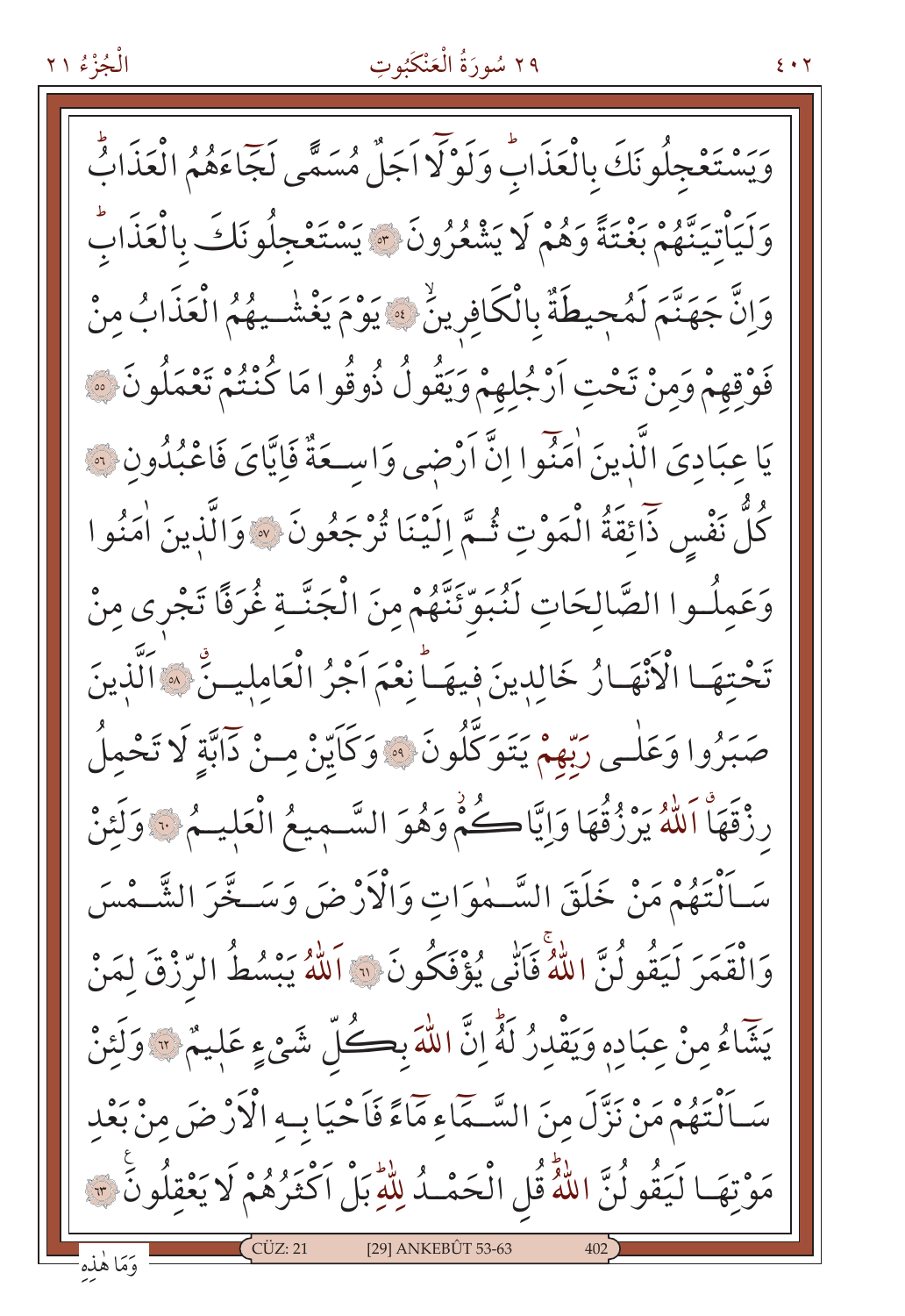وَيَسْتَعْجِلُونَكَ بِالْعَذَابِۜ وَلَوْلَٓا اَجَلٌ مُسَمًّى لَجَٓاءَهُمُ الْعَذَابُۜ وَلَيَاْتِيَنَّهُمْ بَغْتَةً وَهُمْ لَا يَشْعُرُونَ ﴿٥٣﴾ يَسْتَعْجِلُونَكَ بِالْعَذَابِۜ وَاِنَّ جَهَنَّمَ لَمُح۪يطَةٌ بِالْكَافِر۪ينَۙ ﴿٥٤﴾ يَوْمَ يَغْشٰيهُمُ الْعَذَابُ مِنْ فَوْقِهِمْ وَمِنْ تَحْتِ اَرْجُلِهِمْ وَيَقُولُ ذُوقُوا مَا كُنْتُمْ تَعْمَلُونَ ﴿٥٥﴾ يَا عِبَادِيَ الَّذ۪ينَ اٰمَنُٓوا اِنَّ اَرْض۪ي وَاسِعَةٌ فَاِيَّايَ فَاعْبُدُونِ ﴿٥٦﴾ كُلُّ نَفْسٍ ذَٓائِقَةُ الْمَوْتِ ثُمَّ اِلَيْنَا تُرْجَعُونَ ﴿٥٧﴾ وَالَّذ۪ينَ اٰمَنُوا وَعَمِلُوا الصَّالِحَاتِ لَنُبَوِّئَنَّهُمْ مِنَ الْجَنَّةِ غُرَفًا تَجْر۪ي مِنْ تَحْتِهَا الْاَنْهَارُ خَالِد۪ينَ ف۪يهَاۜ نِعْمَ اَجْرُ الْعَامِل۪ينَۗ ﴿٥٨﴾ اَلَّذ۪ينَ صَبَرُوا وَعَلٰى رَبِّهِمْ يَتَوَكَّلُونَ ﴿٥٩﴾ وَكَاَيِّنْ مِنْ دَٓابَّةٍ لَا تَحْمِلُ رِزْقَهَاۗ اَللّٰهُ يَرْزُقُهَا وَاِيَّاكُمْۘ وَهُوَ السَّم۪يعُ الْعَل۪يمُ ﴿٦٠﴾ وَلَئِنْ سَاَلْتَهُمْ مَنْ خَلَقَ السَّمٰوَاتِ وَالْاَرْضَ وَسَخَّرَ الشَّمْسَ وَالْقَمَرَ لَيَقُولُنَّ اللّٰهُۚ فَاَنّٰى يُؤْفَكُونَ ﴿٦١﴾ اَللّٰهُ يَبْسُطُ الرِّزْقَ لِمَنْ يَشَٓاءُ مِنْ عِبَادِه۪ وَيَقْدِرُ لَهُۜ اِنَّ اللّٰهَ بِكُلِّ شَيْءٍ عَل۪يمٌ ﴿٦٢﴾ وَلَئِنْ سَاَلْتَهُمْ مَنْ نَزَّلَ مِنَ السَّمَٓاءِ مَٓاءً فَاَحْيَا بِهِ الْاَرْضَ مِنْ بَعْدِ مَوْتِهَا لَيَقُولُنَّ اللّٰهُۜ قُلِ الْحَمْدُ لِلّٰهِۜ بَلْ اَكْثَرُهُمْ لَا يَعْقِلُونَ ﴿٦٣﴾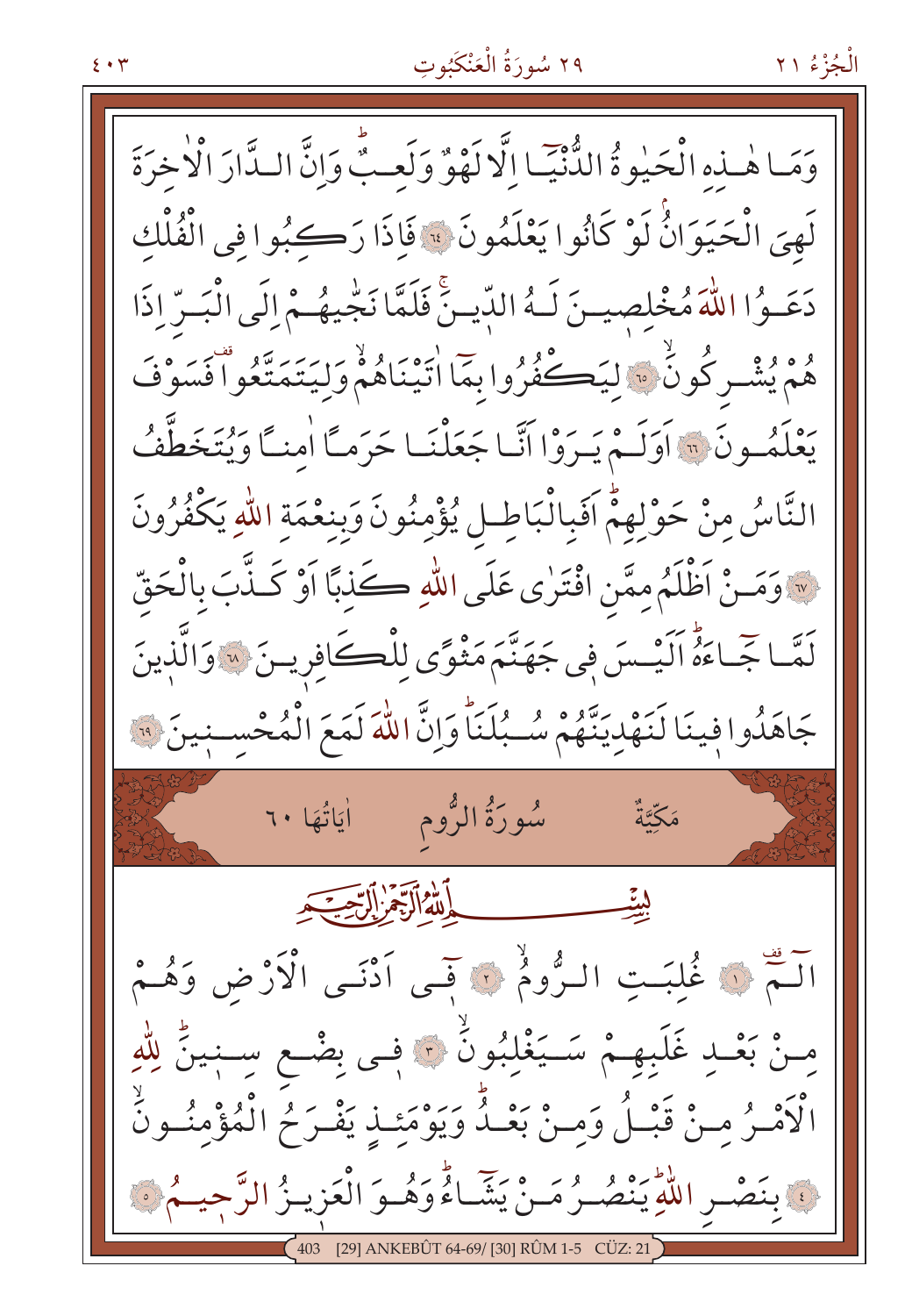وَمَا هٰذِهِ الْحَيٰوةُ الدُّنْيَٓا اِلَّا لَهْوٌ وَلَعِبٌۜ وَاِنَّ الدَّارَ الْاٰخِرَةَ لَهِيَ الْحَيَوَانُۢ لَوْ كَانُوا يَعْلَمُونَ ﴿٦٤﴾ فَاِذَا رَكِبُوا فِي الْفُلْكِ دَعَوُا اللّٰهَ مُخْلِصِينَ لَهُ الدِّينَۚ فَلَمَّا نَجّٰيهُمْ اِلَى الْبَرِّ اِذَا هُمْ يُشْرِكُونَۙ ﴿٦٥﴾ لِيَكْفُرُوا بِمَٓا اٰتَيْنَاهُمْۚ وَلِيَتَمَتَّعُواࣞ فَسَوْفَ يَعْلَمُونَ ﴿٦٦﴾ اَوَلَمْ يَرَوْا اَنَّا جَعَلْنَا حَرَمًا اٰمِنًا وَيُتَخَطَّفُ النَّاسُ مِنْ حَوْلِهِمْۜ اَفَبِالْبَاطِلِ يُؤْمِنُونَ وَبِنِعْمَةِ اللّٰهِ يَكْفُرُونَ ﴿٦٧﴾ وَمَنْ اَظْلَمُ مِمَّنِ افْتَرٰى عَلَى اللّٰهِ كَذِبًا اَوْ كَذَّبَ بِالْحَقِّ لَمَّا جَٓاءَهُۜ اَلَيْسَ فِي جَهَنَّمَ مَثْوًى لِلْكَافِرِينَ ﴿٦٨﴾ وَالَّذِينَ جَاهَدُوا فِينَا لَنَهْدِيَنَّهُمْ سُبُلَنَاۜ وَاِنَّ اللّٰهَ لَمَعَ الْمُحْسِنِينَ ﴿٦٩﴾

## مَكِّيَّةٌ — سُورَةُ الرُّومِ — اٰيَاتُهَا ٦٠

بِسْمِ اللّٰهِ الرَّحْمٰنِ الرَّحِيمِ

الٓمٓࣞ ﴿١﴾ غُلِبَتِ الرُّومُۙ ﴿٢﴾ فِٓي اَدْنَى الْاَرْضِ وَهُمْ مِنْ بَعْدِ غَلَبِهِمْ سَيَغْلِبُونَۙ ﴿٣﴾ فِي بِضْعِ سِنِينَۜ لِلّٰهِ الْاَمْرُ مِنْ قَبْلُ وَمِنْ بَعْدُۜ وَيَوْمَئِذٍ يَفْرَحُ الْمُؤْمِنُونَۙ ﴿٤﴾ بِنَصْرِ اللّٰهِۜ يَنْصُرُ مَنْ يَشَٓاءُۜ وَهُوَ الْعَزِيزُ الرَّحِيمُ ﴿٥﴾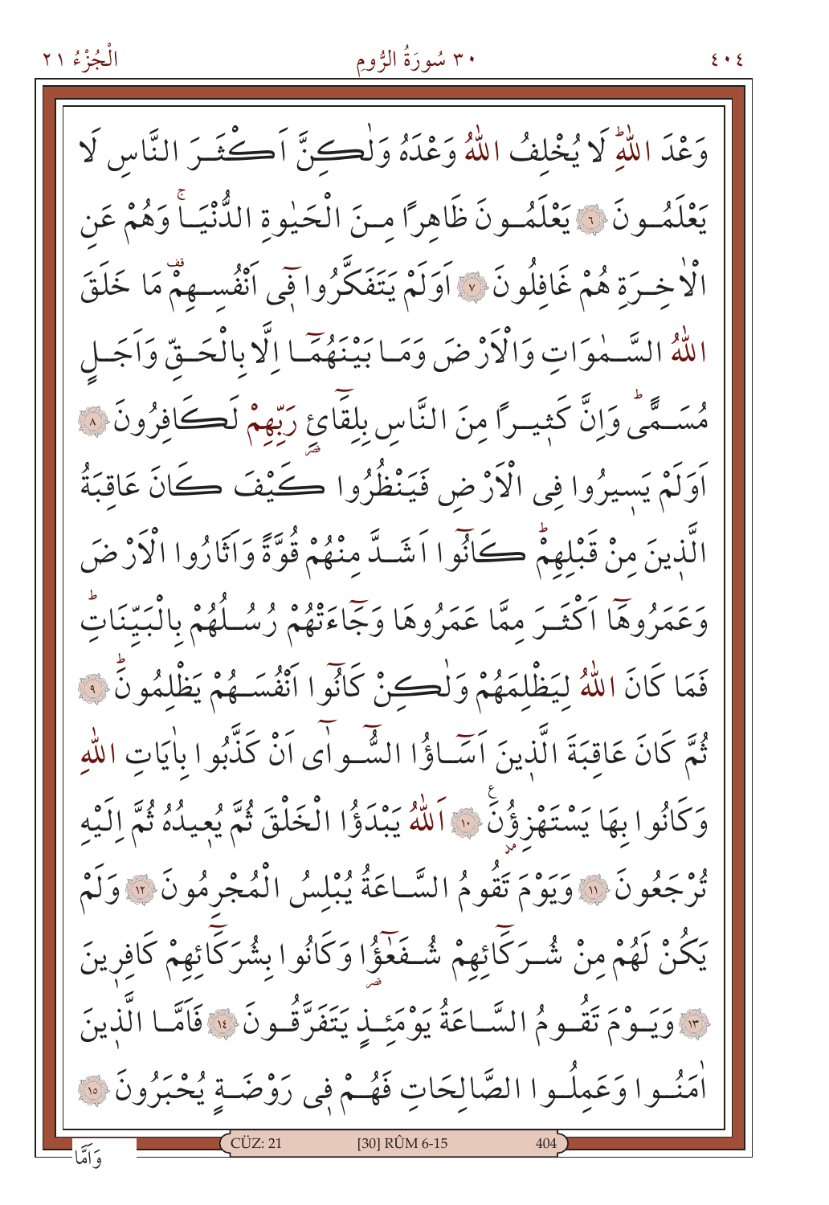وَعْدَ اللّٰهِۜ لَا يُخْلِفُ اللّٰهُ وَعْدَهُ وَلٰكِنَّ اَكْثَرَ النَّاسِ لَا يَعْلَمُونَ ۝٦ يَعْلَمُونَ ظَاهِرًا مِنَ الْحَيٰوةِ الدُّنْيَاۚ وَهُمْ عَنِ الْاٰخِرَةِ هُمْ غَافِلُونَ ۝٧ اَوَلَمْ يَتَفَكَّرُوا فٖٓي اَنْفُسِهِمْ۠ مَا خَلَقَ اللّٰهُ السَّمٰوَاتِ وَالْاَرْضَ وَمَا بَيْنَهُمَٓا اِلَّا بِالْحَقِّ وَاَجَلٍ مُسَمًّىۜ وَاِنَّ كَثٖيرًا مِنَ النَّاسِ بِلِقَٓائِ رَبِّهِمْ لَكَافِرُونَ ۝٨ اَوَلَمْ يَسٖيرُوا فِي الْاَرْضِ فَيَنْظُرُوا كَيْفَ كَانَ عَاقِبَةُ الَّذٖينَ مِنْ قَبْلِهِمْۜ كَانُٓوا اَشَدَّ مِنْهُمْ قُوَّةً وَاَثَارُوا الْاَرْضَ وَعَمَرُوهَٓا اَكْثَرَ مِمَّا عَمَرُوهَا وَجَٓاءَتْهُمْ رُسُلُهُمْ بِالْبَيِّنَاتِۜ فَمَا كَانَ اللّٰهُ لِيَظْلِمَهُمْ وَلٰكِنْ كَانُٓوا اَنْفُسَهُمْ يَظْلِمُونَۜ ۝٩ ثُمَّ كَانَ عَاقِبَةَ الَّذٖينَ اَسَٓاؤُا السُّٓوٰٓاى اَنْ كَذَّبُوا بِاٰيَاتِ اللّٰهِ وَكَانُوا بِهَا يَسْتَهْزِؤُ۫نَ ۝١٠ اَللّٰهُ يَبْدَؤُا الْخَلْقَ ثُمَّ يُعٖيدُهُ ثُمَّ اِلَيْهِ تُرْجَعُونَ ۝١١ وَيَوْمَ تَقُومُ السَّاعَةُ يُبْلِسُ الْمُجْرِمُونَ ۝١٢ وَلَمْ يَكُنْ لَهُمْ مِنْ شُرَكَٓائِهِمْ شُفَعٰٓؤُا وَكَانُوا بِشُرَكَٓائِهِمْ كَافِرٖينَ ۝١٣ وَيَوْمَ تَقُومُ السَّاعَةُ يَوْمَئِذٍ يَتَفَرَّقُونَ ۝١٤ فَاَمَّا الَّذٖينَ اٰمَنُوا وَعَمِلُوا الصَّالِحَاتِ فَهُمْ فٖي رَوْضَةٍ يُحْبَرُونَ ۝١٥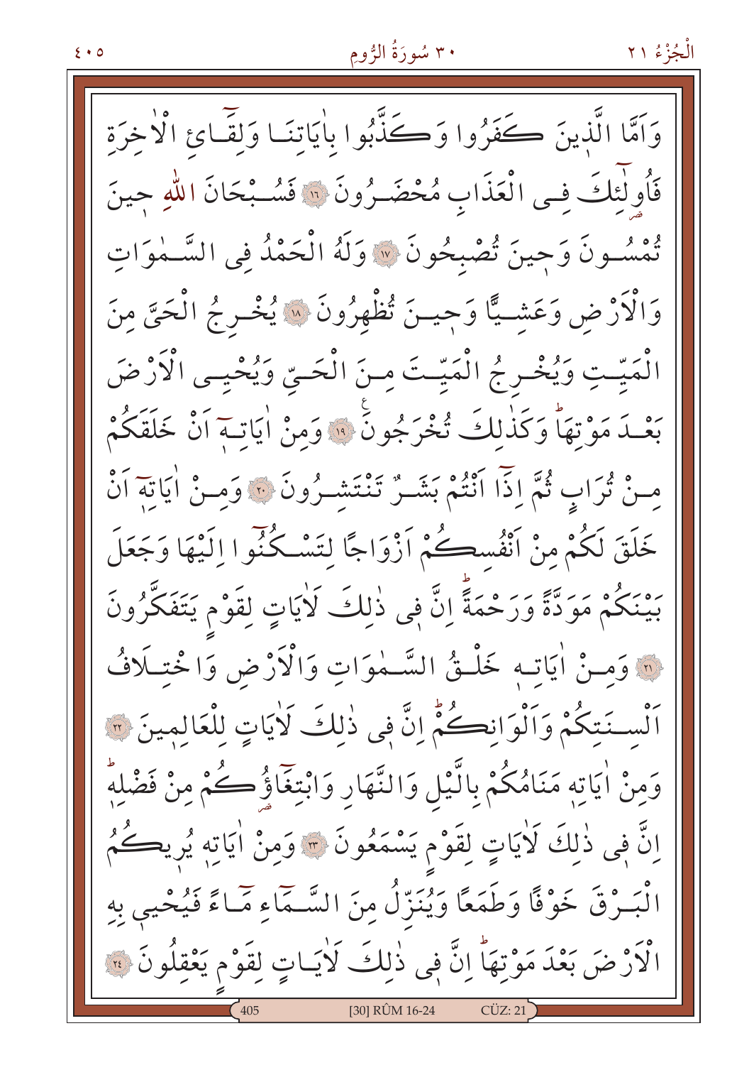وَاَمَّا الَّذٖينَ كَفَرُوا وَكَذَّبُوا بِاٰيَاتِنَا وَلِقَٓائِ الْاٰخِرَةِ فَاُولٰٓئِكَ فِى الْعَذَابِ مُحْضَرُونَ ﴿١٦﴾ فَسُبْحَانَ اللّٰهِ حٖينَ تُمْسُونَ وَحٖينَ تُصْبِحُونَ ﴿١٧﴾ وَلَهُ الْحَمْدُ فِى السَّمٰوَاتِ وَالْاَرْضِ وَعَشِيًّا وَحٖينَ تُظْهِرُونَ ﴿١٨﴾ يُخْرِجُ الْحَیَّ مِنَ الْمَيِّتِ وَيُخْرِجُ الْمَيِّتَ مِنَ الْحَیِّ وَيُحْيِى الْاَرْضَ بَعْدَ مَوْتِهَا وَكَذٰلِكَ تُخْرَجُونَ ﴿١٩﴾ وَمِنْ اٰيَاتِهٖٓ اَنْ خَلَقَكُمْ مِنْ تُرَابٍ ثُمَّ اِذَٓا اَنْتُمْ بَشَرٌ تَنْتَشِرُونَ ﴿٢٠﴾ وَمِنْ اٰيَاتِهٖٓ اَنْ خَلَقَ لَكُمْ مِنْ اَنْفُسِكُمْ اَزْوَاجًا لِتَسْكُنُٓوا اِلَيْهَا وَجَعَلَ بَيْنَكُمْ مَوَدَّةً وَرَحْمَةً اِنَّ فٖى ذٰلِكَ لَاٰيَاتٍ لِقَوْمٍ يَتَفَكَّرُونَ ﴿٢١﴾ وَمِنْ اٰيَاتِهٖ خَلْقُ السَّمٰوَاتِ وَالْاَرْضِ وَاخْتِلَافُ اَلْسِنَتِكُمْ وَاَلْوَانِكُمْ اِنَّ فٖى ذٰلِكَ لَاٰيَاتٍ لِلْعَالِمٖينَ ﴿٢٢﴾ وَمِنْ اٰيَاتِهٖ مَنَامُكُمْ بِالَّيْلِ وَالنَّهَارِ وَابْتِغَٓاؤُكُمْ مِنْ فَضْلِهٖ اِنَّ فٖى ذٰلِكَ لَاٰيَاتٍ لِقَوْمٍ يَسْمَعُونَ ﴿٢٣﴾ وَمِنْ اٰيَاتِهٖ يُرٖيكُمُ الْبَرْقَ خَوْفًا وَطَمَعًا وَيُنَزِّلُ مِنَ السَّمَٓاءِ مَٓاءً فَيُحْيٖ بِهِ الْاَرْضَ بَعْدَ مَوْتِهَا اِنَّ فٖى ذٰلِكَ لَاٰيَاتٍ لِقَوْمٍ يَعْقِلُونَ ﴿٢٤﴾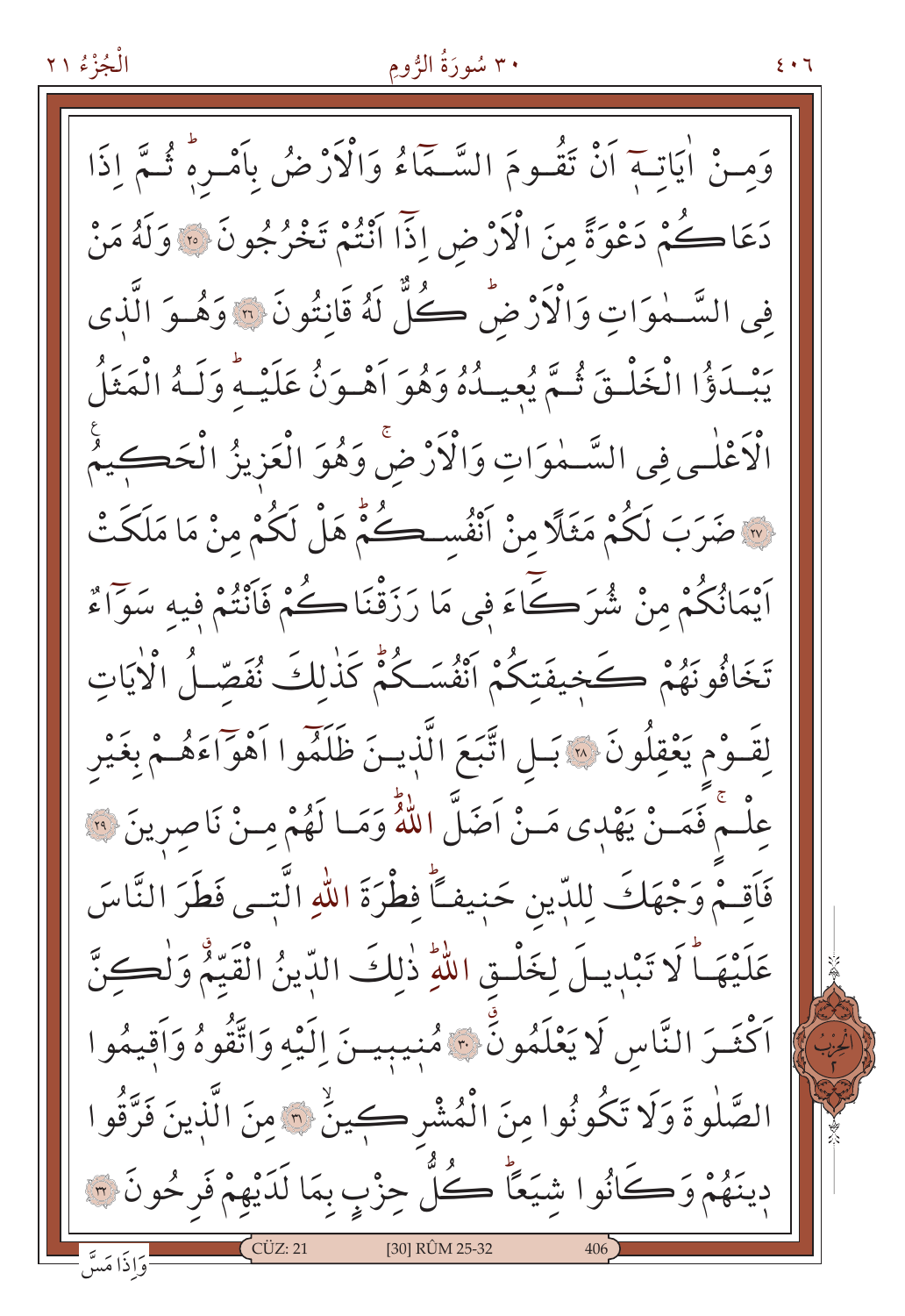وَمِنْ اٰيَاتِهٖٓ اَنْ تَقُومَ السَّمَٓاءُ وَالْاَرْضُ بِاَمْرِهٖۜ ثُمَّ اِذَا دَعَاكُمْ دَعْوَةً مِنَ الْاَرْضِ اِذَٓا اَنْتُمْ تَخْرُجُونَ ﴿٢٥﴾ وَلَهُ مَنْ فِي السَّمٰوَاتِ وَالْاَرْضِۜ كُلٌّ لَهُ قَانِتُونَ ﴿٢٦﴾ وَهُوَ الَّذ۪ي يَبْدَؤُا الْخَلْقَ ثُمَّ يُع۪يدُهُ وَهُوَ اَهْوَنُ عَلَيْهِۜ وَلَهُ الْمَثَلُ الْاَعْلٰى فِي السَّمٰوَاتِ وَالْاَرْضِۚ وَهُوَ الْعَز۪يزُ الْحَك۪يمُ ﴿٢٧﴾ ضَرَبَ لَكُمْ مَثَلًا مِنْ اَنْفُسِكُمْۜ هَلْ لَكُمْ مِنْ مَا مَلَكَتْ اَيْمَانُكُمْ مِنْ شُرَكَٓاءَ ف۪ي مَا رَزَقْنَاكُمْ فَاَنْتُمْ ف۪يهِ سَوَٓاءٌ تَخَافُونَهُمْ كَخ۪يفَتِكُمْ اَنْفُسَكُمْۜ كَذٰلِكَ نُفَصِّلُ الْاٰيَاتِ لِقَوْمٍ يَعْقِلُونَ ﴿٢٨﴾ بَلِ اتَّبَعَ الَّذ۪ينَ ظَلَمُٓوا اَهْوَٓاءَهُمْ بِغَيْرِ عِلْمٍۚ فَمَنْ يَهْد۪ي مَنْ اَضَلَّ اللّٰهُۜ وَمَا لَهُمْ مِنْ نَاصِر۪ينَ ﴿٢٩﴾ فَاَقِمْ وَجْهَكَ لِلدّ۪ينِ حَن۪يفًاۜ فِطْرَةَ اللّٰهِ الَّت۪ي فَطَرَ النَّاسَ عَلَيْهَاۜ لَا تَبْد۪يلَ لِخَلْقِ اللّٰهِۜ ذٰلِكَ الدّ۪ينُ الْقَيِّمُۗ وَلٰكِنَّ اَكْثَرَ النَّاسِ لَا يَعْلَمُونَۗ ﴿٣٠﴾ مُن۪يب۪ينَ اِلَيْهِ وَاتَّقُوهُ وَاَق۪يمُوا الصَّلٰوةَ وَلَا تَكُونُوا مِنَ الْمُشْرِك۪ينَۙ ﴿٣١﴾ مِنَ الَّذ۪ينَ فَرَّقُوا د۪ينَهُمْ وَكَانُوا شِيَعًاۜ كُلُّ حِزْبٍ بِمَا لَدَيْهِمْ فَرِحُونَ ﴿٣٢﴾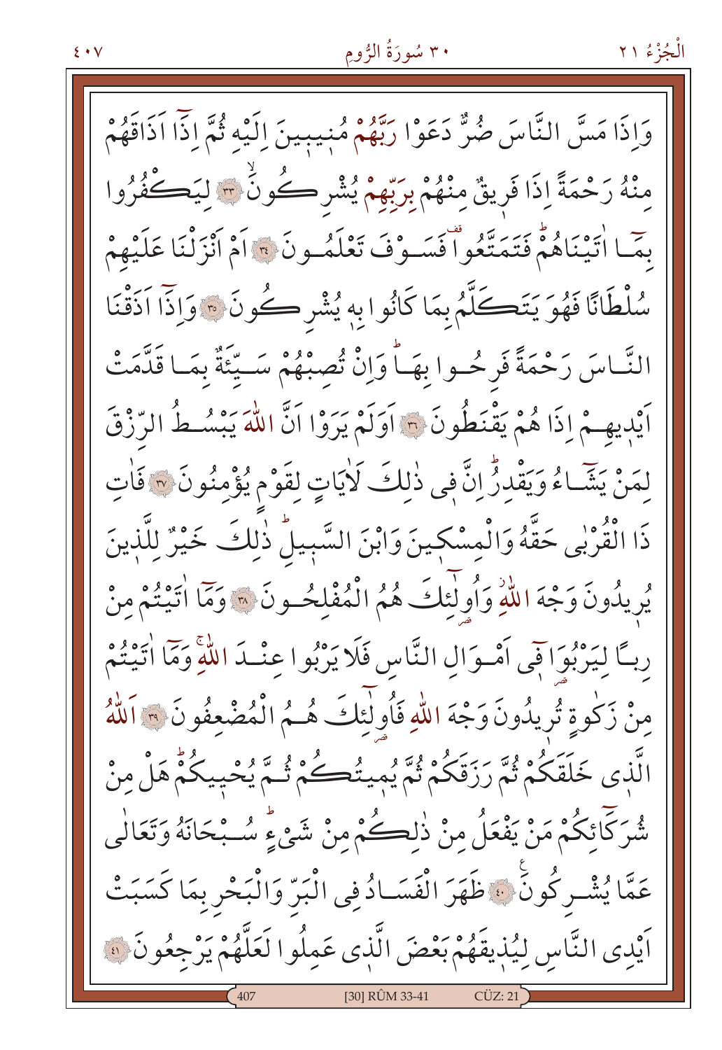وَاِذَا مَسَّ النَّاسَ ضُرٌّ دَعَوْا رَبَّهُمْ مُنِيبِينَ اِلَيْهِ ثُمَّ اِذَٓا اَذَاقَهُمْ مِنْهُ رَحْمَةً اِذَا فَرِيقٌ مِنْهُمْ بِرَبِّهِمْ يُشْرِكُونَۙ ﴿٣٣﴾ لِيَكْفُرُوا بِمَٓا اٰتَيْنَاهُمْۜ فَتَمَتَّعُوا فَسَوْفَ تَعْلَمُونَ ﴿٣٤﴾ اَمْ اَنْزَلْنَا عَلَيْهِمْ سُلْطَانًا فَهُوَ يَتَكَلَّمُ بِمَا كَانُوا بِهٖ يُشْرِكُونَ ﴿٣٥﴾ وَاِذَٓا اَذَقْنَا النَّاسَ رَحْمَةً فَرِحُوا بِهَاۜ وَاِنْ تُصِبْهُمْ سَيِّئَةٌ بِمَا قَدَّمَتْ اَيْدِيهِمْ اِذَا هُمْ يَقْنَطُونَ ﴿٣٦﴾ اَوَلَمْ يَرَوْا اَنَّ اللّٰهَ يَبْسُطُ الرِّزْقَ لِمَنْ يَشَٓاءُ وَيَقْدِرُۜ اِنَّ فِي ذٰلِكَ لَاٰيَاتٍ لِقَوْمٍ يُؤْمِنُونَ ﴿٣٧﴾ فَاٰتِ ذَا الْقُرْبٰى حَقَّهُ وَالْمِسْكِينَ وَابْنَ السَّبِيلِۜ ذٰلِكَ خَيْرٌ لِلَّذِينَ يُرِيدُونَ وَجْهَ اللّٰهِۘ وَاُو۬لٰٓئِكَ هُمُ الْمُفْلِحُونَ ﴿٣٨﴾ وَمَٓا اٰتَيْتُمْ مِنْ رِبًا لِيَرْبُوَا۬ فٖٓي اَمْوَالِ النَّاسِ فَلَا يَرْبُوا عِنْدَ اللّٰهِۚ وَمَٓا اٰتَيْتُمْ مِنْ زَكٰوةٍ تُرِيدُونَ وَجْهَ اللّٰهِ فَاُو۬لٰٓئِكَ هُمُ الْمُضْعِفُونَ ﴿٣٩﴾ اَللّٰهُ الَّذِي خَلَقَكُمْ ثُمَّ رَزَقَكُمْ ثُمَّ يُمِيتُكُمْ ثُمَّ يُحْيِيكُمْۜ هَلْ مِنْ شُرَكَٓائِكُمْ مَنْ يَفْعَلُ مِنْ ذٰلِكُمْ مِنْ شَيْءٍۜ سُبْحَانَهُ وَتَعَالٰى عَمَّا يُشْرِكُونَ ﴿٤٠﴾ ظَهَرَ الْفَسَادُ فِي الْبَرِّ وَالْبَحْرِ بِمَا كَسَبَتْ اَيْدِي النَّاسِ لِيُذِيقَهُمْ بَعْضَ الَّذِي عَمِلُوا لَعَلَّهُمْ يَرْجِعُونَ ﴿٤١﴾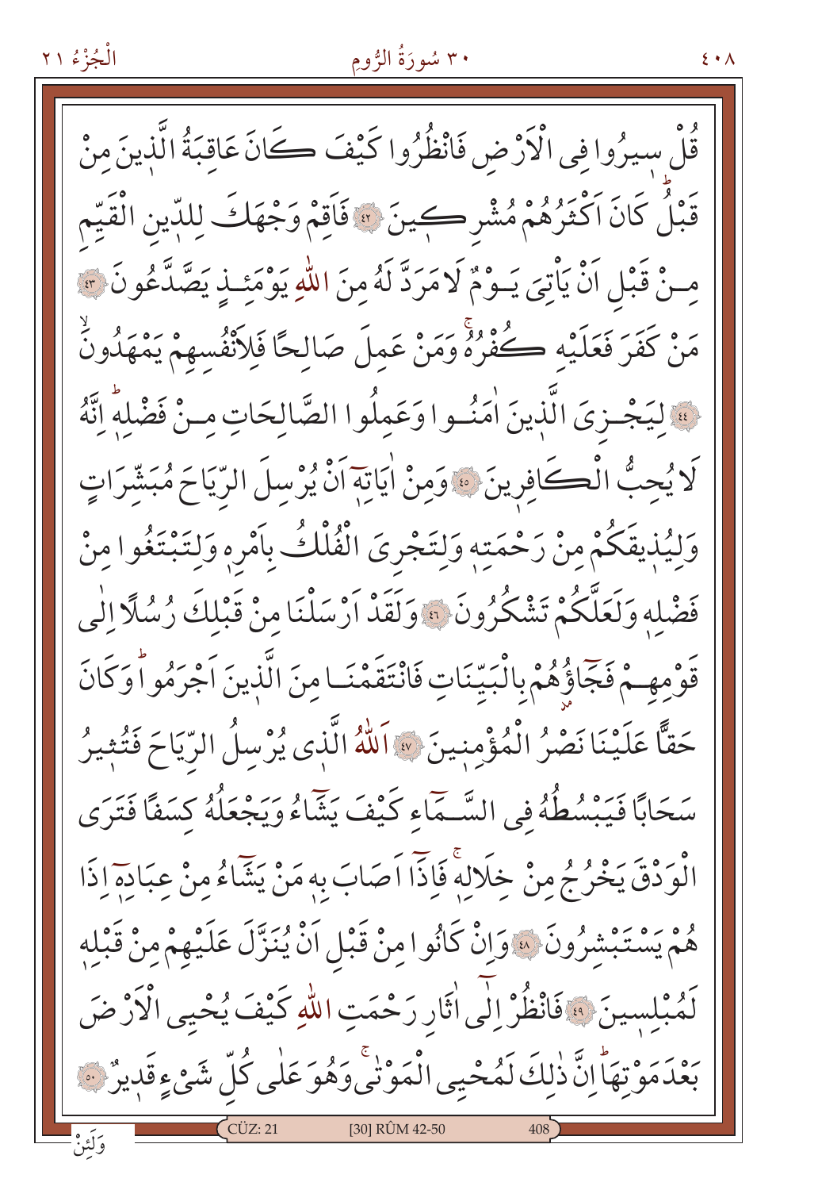قُلْ سِيرُوا فِى الْاَرْضِ فَانْظُرُوا كَيْفَ كَانَ عَاقِبَةُ الَّذِينَ مِنْ قَبْلُ كَانَ اَكْثَرُهُمْ مُشْرِكِينَ ﴿٤٢﴾ فَاَقِمْ وَجْهَكَ لِلدِّينِ الْقَيِّمِ مِنْ قَبْلِ اَنْ يَاْتِيَ يَوْمٌ لَا مَرَدَّ لَهُ مِنَ اللّٰهِ يَوْمَئِذٍ يَصَّدَّعُونَ ﴿٤٣﴾ مَنْ كَفَرَ فَعَلَيْهِ كُفْرُهُ وَمَنْ عَمِلَ صَالِحًا فَلِاَنْفُسِهِمْ يَمْهَدُونَ ﴿٤٤﴾ لِيَجْزِيَ الَّذِينَ اٰمَنُوا وَعَمِلُوا الصَّالِحَاتِ مِنْ فَضْلِهِ اِنَّهُ لَا يُحِبُّ الْكَافِرِينَ ﴿٤٥﴾ وَمِنْ اٰيَاتِهِ اَنْ يُرْسِلَ الرِّيَاحَ مُبَشِّرَاتٍ وَلِيُذِيقَكُمْ مِنْ رَحْمَتِهِ وَلِتَجْرِيَ الْفُلْكُ بِاَمْرِهِ وَلِتَبْتَغُوا مِنْ فَضْلِهِ وَلَعَلَّكُمْ تَشْكُرُونَ ﴿٤٦﴾ وَلَقَدْ اَرْسَلْنَا مِنْ قَبْلِكَ رُسُلًا اِلٰى قَوْمِهِمْ فَجَاؤُهُمْ بِالْبَيِّنَاتِ فَانْتَقَمْنَا مِنَ الَّذِينَ اَجْرَمُوا وَكَانَ حَقًّا عَلَيْنَا نَصْرُ الْمُؤْمِنِينَ ﴿٤٧﴾ اَللّٰهُ الَّذِى يُرْسِلُ الرِّيَاحَ فَتُثِيرُ سَحَابًا فَيَبْسُطُهُ فِى السَّمَاءِ كَيْفَ يَشَاءُ وَيَجْعَلُهُ كِسَفًا فَتَرَى الْوَدْقَ يَخْرُجُ مِنْ خِلَالِهِ فَاِذَا اَصَابَ بِهِ مَنْ يَشَاءُ مِنْ عِبَادِهِ اِذَا هُمْ يَسْتَبْشِرُونَ ﴿٤٨﴾ وَاِنْ كَانُوا مِنْ قَبْلِ اَنْ يُنَزَّلَ عَلَيْهِمْ مِنْ قَبْلِهِ لَمُبْلِسِينَ ﴿٤٩﴾ فَانْظُرْ اِلٰى اٰثَارِ رَحْمَتِ اللّٰهِ كَيْفَ يُحْيِي الْاَرْضَ بَعْدَ مَوْتِهَا اِنَّ ذٰلِكَ لَمُحْيِي الْمَوْتٰى وَهُوَ عَلٰى كُلِّ شَيْءٍ قَدِيرٌ ﴿٥٠﴾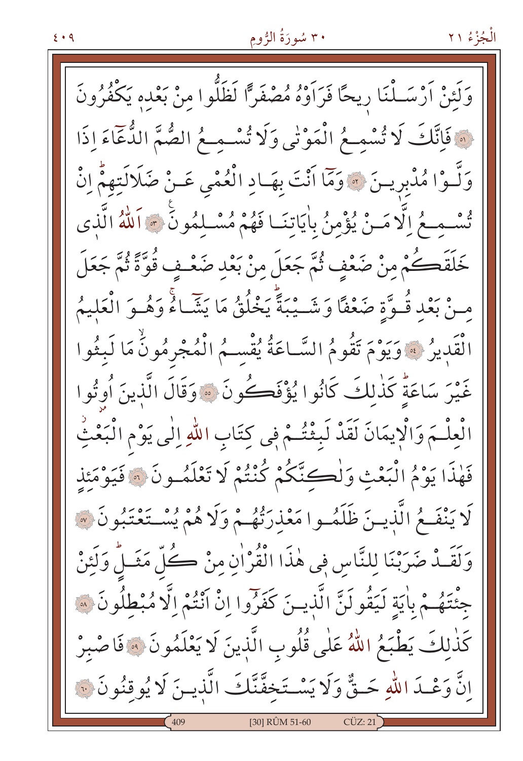وَلَئِنْ اَرْسَلْنَا رِيحًا فَرَاَوْهُ مُصْفَرًّا لَظَلُّوا مِنْ بَعْدِهٖ يَكْفُرُونَ ﴿٥١﴾ فَاِنَّكَ لَا تُسْمِعُ الْمَوْتٰى وَلَا تُسْمِعُ الصُّمَّ الدُّعَاءَ اِذَا وَلَّوْا مُدْبِرِينَ ﴿٥٢﴾ وَمَا اَنْتَ بِهَادِ الْعُمْيِ عَنْ ضَلَالَتِهِمْؕ اِنْ تُسْمِعُ اِلَّا مَنْ يُؤْمِنُ بِاٰيَاتِنَا فَهُمْ مُسْلِمُونَ ﴿٥٣﴾ اَللّٰهُ الَّذٖى خَلَقَكُمْ مِنْ ضَعْفٍ ثُمَّ جَعَلَ مِنْ بَعْدِ ضَعْفٍ قُوَّةً ثُمَّ جَعَلَ مِنْ بَعْدِ قُوَّةٍ ضَعْفًا وَشَيْبَةًؕ يَخْلُقُ مَا يَشَاءُۚ وَهُوَ الْعَلٖيمُ الْقَدٖيرُ ﴿٥٤﴾ وَيَوْمَ تَقُومُ السَّاعَةُ يُقْسِمُ الْمُجْرِمُونَۙ مَا لَبِثُوا غَيْرَ سَاعَةٍؕ كَذٰلِكَ كَانُوا يُؤْفَكُونَ ﴿٥٥﴾ وَقَالَ الَّذٖينَ اُوتُوا الْعِلْمَ وَالْاٖيمَانَ لَقَدْ لَبِثْتُمْ فٖى كِتَابِ اللّٰهِ اِلٰى يَوْمِ الْبَعْثِۘ فَهٰذَا يَوْمُ الْبَعْثِ وَلٰكِنَّكُمْ كُنْتُمْ لَا تَعْلَمُونَ ﴿٥٦﴾ فَيَوْمَئِذٍ لَا يَنْفَعُ الَّذٖينَ ظَلَمُوا مَعْذِرَتُهُمْ وَلَا هُمْ يُسْتَعْتَبُونَ ﴿٥٧﴾ وَلَقَدْ ضَرَبْنَا لِلنَّاسِ فٖى هٰذَا الْقُرْاٰنِ مِنْ كُلِّ مَثَلٍؕ وَلَئِنْ جِئْتَهُمْ بِاٰيَةٍ لَيَقُولَنَّ الَّذٖينَ كَفَرُوا اِنْ اَنْتُمْ اِلَّا مُبْطِلُونَ ﴿٥٨﴾ كَذٰلِكَ يَطْبَعُ اللّٰهُ عَلٰى قُلُوبِ الَّذٖينَ لَا يَعْلَمُونَ ﴿٥٩﴾ فَاصْبِرْ اِنَّ وَعْدَ اللّٰهِ حَقٌّ وَلَا يَسْتَخِفَّنَّكَ الَّذٖينَ لَا يُوقِنُونَ ﴿٦٠﴾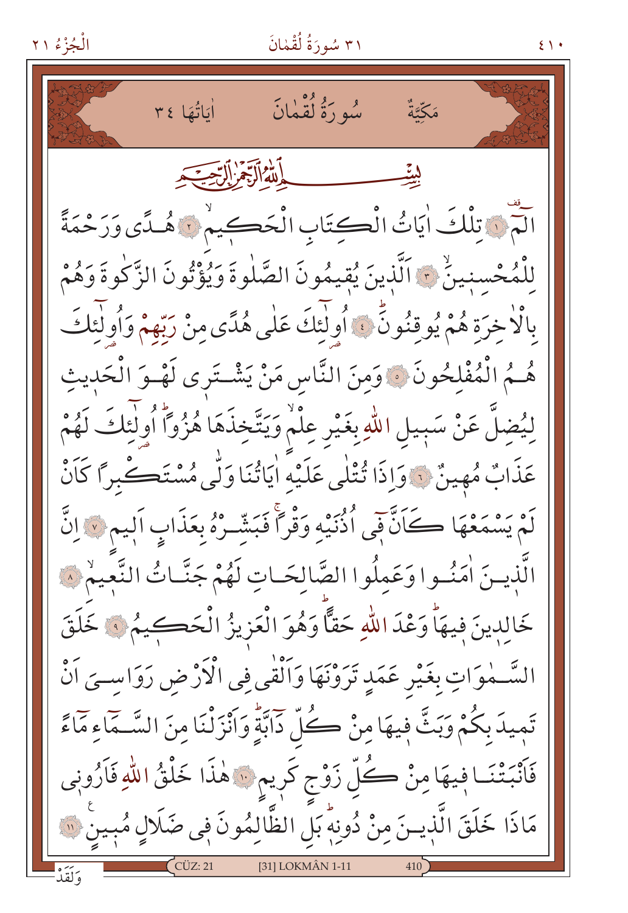مَكِّيَّةٌ سُورَةُ لُقْمٰانَ اٰيَاتُهَا ٣٤

بِسْمِ اللّٰهِ الرَّحْمٰنِ الرَّح۪يمِ

الٓمٓ ﴿١﴾ تِلْكَ اٰيَاتُ الْكِتَابِ الْحَك۪يمِۙ ﴿٢﴾ هُدًى وَرَحْمَةً لِلْمُحْسِن۪ينَۙ ﴿٣﴾ اَلَّذ۪ينَ يُق۪يمُونَ الصَّلٰوةَ وَيُؤْتُونَ الزَّكٰوةَ وَهُمْ بِالْاٰخِرَةِ هُمْ يُوقِنُونَۜ ﴿٤﴾ اُو۬لٰٓئِكَ عَلٰى هُدًى مِنْ رَبِّهِمْ وَاُو۬لٰٓئِكَ هُمُ الْمُفْلِحُونَ ﴿٥﴾ وَمِنَ النَّاسِ مَنْ يَشْتَر۪ي لَهْوَ الْحَد۪يثِ لِيُضِلَّ عَنْ سَب۪يلِ اللّٰهِ بِغَيْرِ عِلْمٍۗ وَيَتَّخِذَهَا هُزُواًۜ اُو۬لٰٓئِكَ لَهُمْ عَذَابٌ مُه۪ينٌ ﴿٦﴾ وَاِذَا تُتْلٰى عَلَيْهِ اٰيَاتُنَا وَلّٰى مُسْتَكْبِراً كَاَنْ لَمْ يَسْمَعْهَا كَاَنَّ ف۪ٓي اُذُنَيْهِ وَقْراًۚ فَبَشِّرْهُ بِعَذَابٍ اَل۪يمٍ ﴿٧﴾ اِنَّ الَّذ۪ينَ اٰمَنُوا وَعَمِلُوا الصَّالِحَاتِ لَهُمْ جَنَّاتُ النَّع۪يمِۙ ﴿٨﴾ خَالِد۪ينَ ف۪يهَاۜ وَعْدَ اللّٰهِ حَقّاًۜ وَهُوَ الْعَز۪يزُ الْحَك۪يمُ ﴿٩﴾ خَلَقَ السَّمٰوَاتِ بِغَيْرِ عَمَدٍ تَرَوْنَهَا وَاَلْقٰى فِي الْاَرْضِ رَوَاسِيَ اَنْ تَم۪يدَ بِكُمْ وَبَثَّ ف۪يهَا مِنْ كُلِّ دَٓابَّةٍۜ وَاَنْزَلْنَا مِنَ السَّمَٓاءِ مَٓاءً فَاَنْبَتْنَا ف۪يهَا مِنْ كُلِّ زَوْجٍ كَر۪يمٍ ﴿١٠﴾ هٰذَا خَلْقُ اللّٰهِ فَاَرُون۪ي مَاذَا خَلَقَ الَّذ۪ينَ مِنْ دُونِه۪ۜ بَلِ الظَّالِمُونَ ف۪ي ضَلَالٍ مُب۪ينٍ ﴿١١﴾

وَلَقَدْ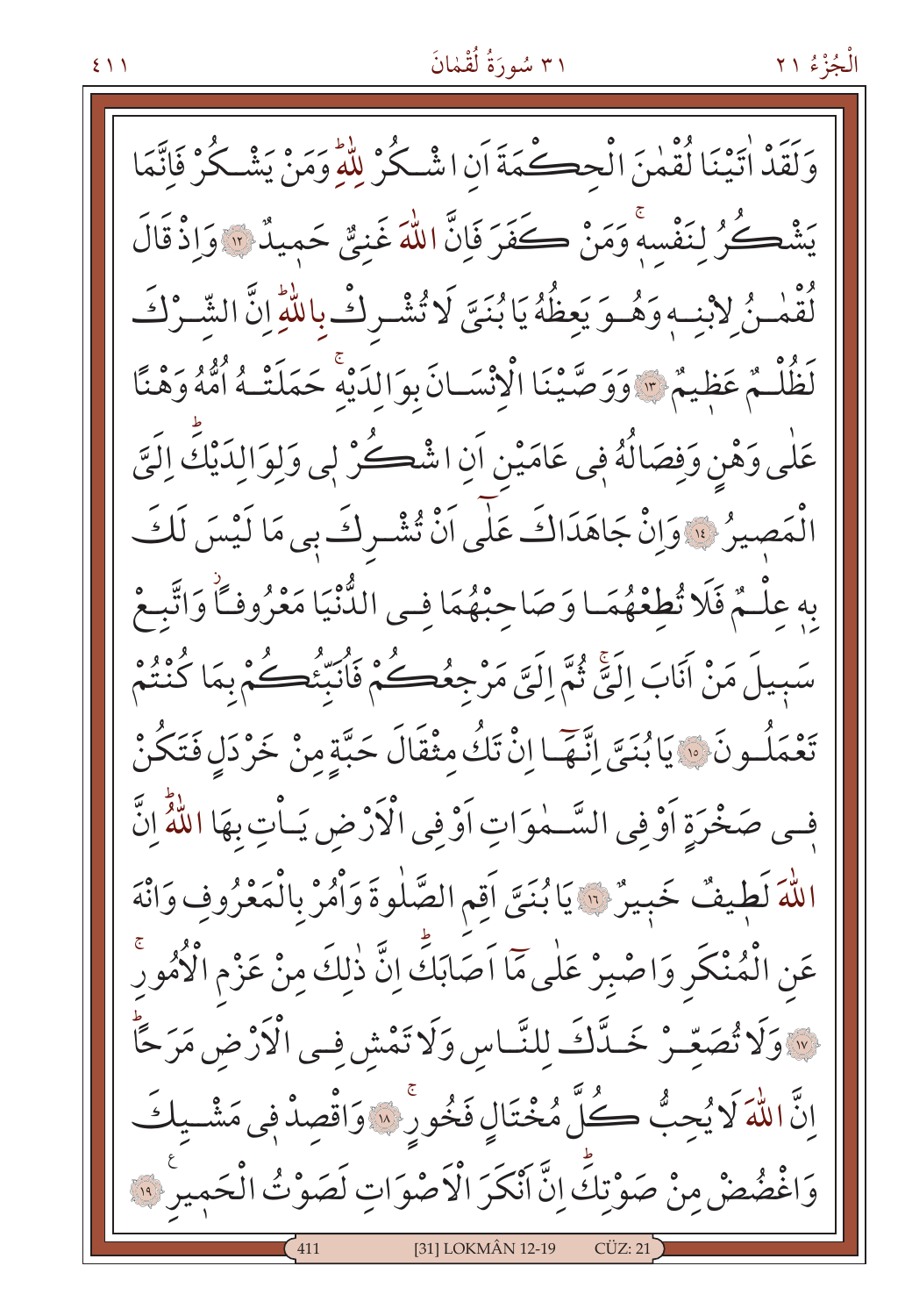وَلَقَدْ اٰتَيْنَا لُقْمٰنَ الْحِكْمَةَ اَنِ اشْكُرْ لِلّٰهِ وَمَنْ يَشْكُرْ فَاِنَّمَا يَشْكُرُ لِنَفْسِه۪ۚ وَمَنْ كَفَرَ فَاِنَّ اللّٰهَ غَنِيٌّ حَم۪يدٌ ﴿١٢﴾ وَاِذْ قَالَ لُقْمٰنُ لِابْنِه۪ وَهُوَ يَعِظُهُ يَا بُنَيَّ لَا تُشْرِكْ بِاللّٰهِۜ اِنَّ الشِّرْكَ لَظُلْمٌ عَظ۪يمٌ ﴿١٣﴾ وَوَصَّيْنَا الْاِنْسَانَ بِوَالِدَيْهِۚ حَمَلَتْهُ اُمُّهُ وَهْنًا عَلٰى وَهْنٍ وَفِصَالُهُ ف۪ي عَامَيْنِ اَنِ اشْكُرْ ل۪ي وَلِوَالِدَيْكَۜ اِلَيَّ الْمَص۪يرُ ﴿١٤﴾ وَاِنْ جَاهَدَاكَ عَلٰٓى اَنْ تُشْرِكَ ب۪ي مَا لَيْسَ لَكَ بِه۪ عِلْمٌ فَلَا تُطِعْهُمَا وَصَاحِبْهُمَا فِي الدُّنْيَا مَعْرُوفًاۘ وَاتَّبِعْ سَب۪يلَ مَنْ اَنَابَ اِلَيَّۚ ثُمَّ اِلَيَّ مَرْجِعُكُمْ فَاُنَبِّئُكُمْ بِمَا كُنْتُمْ تَعْمَلُونَ ﴿١٥﴾ يَا بُنَيَّ اِنَّهَٓا اِنْ تَكُ مِثْقَالَ حَبَّةٍ مِنْ خَرْدَلٍ فَتَكُنْ ف۪ي صَخْرَةٍ اَوْ فِي السَّمٰوَاتِ اَوْ فِي الْاَرْضِ يَأْتِ بِهَا اللّٰهُۜ اِنَّ اللّٰهَ لَط۪يفٌ خَب۪يرٌ ﴿١٦﴾ يَا بُنَيَّ اَقِمِ الصَّلٰوةَ وَاْمُرْ بِالْمَعْرُوفِ وَانْهَ عَنِ الْمُنْكَرِ وَاصْبِرْ عَلٰى مَٓا اَصَابَكَۜ اِنَّ ذٰلِكَ مِنْ عَزْمِ الْاُمُورِۚ ﴿١٧﴾ وَلَا تُصَعِّرْ خَدَّكَ لِلنَّاسِ وَلَا تَمْشِ فِي الْاَرْضِ مَرَحًاۜ اِنَّ اللّٰهَ لَا يُحِبُّ كُلَّ مُخْتَالٍ فَخُورٍۚ ﴿١٨﴾ وَاقْصِدْ ف۪ي مَشْيِكَ وَاغْضُضْ مِنْ صَوْتِكَۜ اِنَّ اَنْكَرَ الْاَصْوَاتِ لَصَوْتُ الْحَم۪يرِ ﴿١٩﴾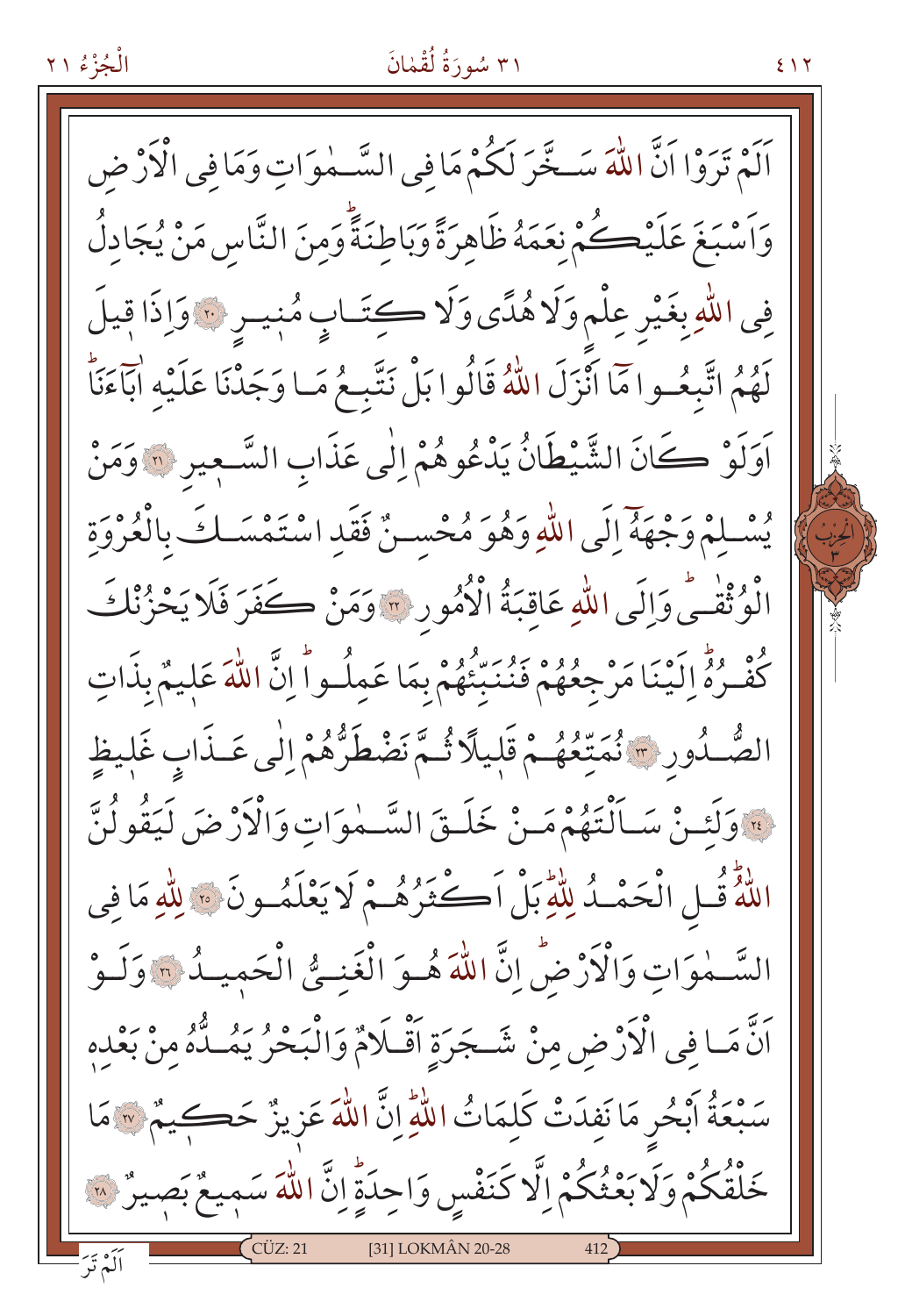اَلَمْ تَرَوْا اَنَّ اللّٰهَ سَخَّرَ لَكُمْ مَا فِى السَّمٰوَاتِ وَمَا فِى الْاَرْضِ وَاَسْبَغَ عَلَيْكُمْ نِعَمَهُ ظَاهِرَةً وَبَاطِنَةًۜ وَمِنَ النَّاسِ مَنْ يُجَادِلُ فِى اللّٰهِ بِغَيْرِ عِلْمٍ وَلَا هُدًى وَلَا كِتَابٍ مُنِيرٍ ﴿٢٠﴾ وَاِذَا قِيلَ لَهُمُ اتَّبِعُوا مَٓا اَنْزَلَ اللّٰهُ قَالُوا بَلْ نَتَّبِعُ مَا وَجَدْنَا عَلَيْهِ اٰبَٓاءَنَاۜ اَوَلَوْ كَانَ الشَّيْطَانُ يَدْعُوهُمْ اِلٰى عَذَابِ السَّعِيرِ ﴿٢١﴾ وَمَنْ يُسْلِمْ وَجْهَهُٓ اِلَى اللّٰهِ وَهُوَ مُحْسِنٌ فَقَدِ اسْتَمْسَكَ بِالْعُرْوَةِ الْوُثْقٰىۜ وَاِلَى اللّٰهِ عَاقِبَةُ الْاُمُورِ ﴿٢٢﴾ وَمَنْ كَفَرَ فَلَا يَحْزُنْكَ كُفْرُهُۜ اِلَيْنَا مَرْجِعُهُمْ فَنُنَبِّئُهُمْ بِمَا عَمِلُواۜ اِنَّ اللّٰهَ عَلِيمٌ بِذَاتِ الصُّدُورِ ﴿٢٣﴾ نُمَتِّعُهُمْ قَلِيلًا ثُمَّ نَضْطَرُّهُمْ اِلٰى عَذَابٍ غَلِيظٍ ﴿٢٤﴾ وَلَئِنْ سَاَلْتَهُمْ مَنْ خَلَقَ السَّمٰوَاتِ وَالْاَرْضَ لَيَقُولُنَّ اللّٰهُۜ قُلِ الْحَمْدُ لِلّٰهِۜ بَلْ اَكْثَرُهُمْ لَا يَعْلَمُونَ ﴿٢٥﴾ لِلّٰهِ مَا فِى السَّمٰوَاتِ وَالْاَرْضِۜ اِنَّ اللّٰهَ هُوَ الْغَنِيُّ الْحَمِيدُ ﴿٢٦﴾ وَلَوْ اَنَّ مَا فِى الْاَرْضِ مِنْ شَجَرَةٍ اَقْلَامٌ وَالْبَحْرُ يَمُدُّهُ مِنْ بَعْدِهٖ سَبْعَةُ اَبْحُرٍ مَا نَفِدَتْ كَلِمَاتُ اللّٰهِۜ اِنَّ اللّٰهَ عَزِيزٌ حَكِيمٌ ﴿٢٧﴾ مَا خَلْقُكُمْ وَلَا بَعْثُكُمْ اِلَّا كَنَفْسٍ وَاحِدَةٍۜ اِنَّ اللّٰهَ سَمِيعٌ بَصِيرٌ ﴿٢٨﴾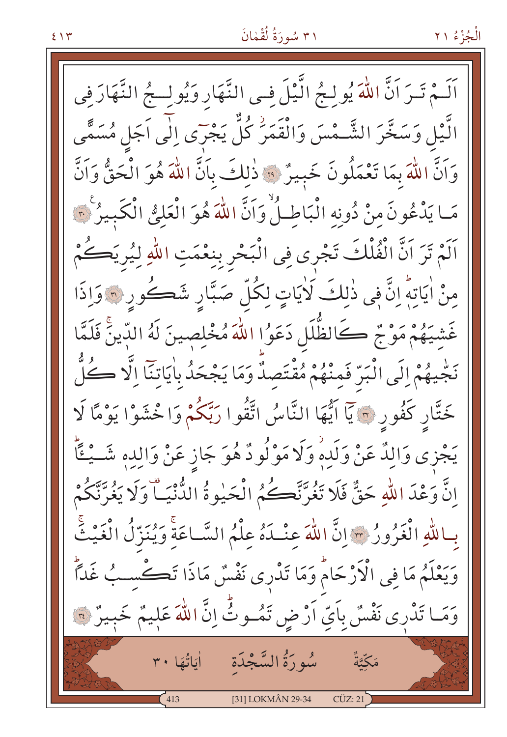اَلَمْ تَرَ اَنَّ اللّٰهَ يُولِجُ الَّيْلَ فِى النَّهَارِ وَيُولِجُ النَّهَارَ فِى الَّيْلِ وَسَخَّرَ الشَّمْسَ وَالْقَمَرَۘ كُلٌّ يَجْرٓى اِلٰٓى اَجَلٍ مُسَمًّى وَاَنَّ اللّٰهَ بِمَا تَعْمَلُونَ خَبِيرٌ ﴿٢٩﴾ ذٰلِكَ بِاَنَّ اللّٰهَ هُوَ الْحَقُّ وَاَنَّ مَا يَدْعُونَ مِنْ دُونِهِ الْبَاطِلُۙ وَاَنَّ اللّٰهَ هُوَ الْعَلِيُّ الْكَبِيرُ ﴿٣٠﴾ اَلَمْ تَرَ اَنَّ الْفُلْكَ تَجْرى فِى الْبَحْرِ بِنِعْمَتِ اللّٰهِ لِيُرِيَكُمْ مِنْ اٰيَاتِهٖۜ اِنَّ فى ذٰلِكَ لَاٰيَاتٍ لِكُلِّ صَبَّارٍ شَكُورٍ ﴿٣١﴾ وَاِذَا غَشِيَهُمْ مَوْجٌ كَالظُّلَلِ دَعَوُا اللّٰهَ مُخْلِصِينَ لَهُ الدِّينَۚ فَلَمَّا نَجّٰيهُمْ اِلَى الْبَرِّ فَمِنْهُمْ مُقْتَصِدٌۜ وَمَا يَجْحَدُ بِاٰيَاتِنَٓا اِلَّا كُلُّ خَتَّارٍ كَفُورٍ ﴿٣٢﴾ يَٓا اَيُّهَا النَّاسُ اتَّقُوا رَبَّكُمْ وَاخْشَوْا يَوْمًا لَا يَجْزى وَالِدٌ عَنْ وَلَدِهٖۘ وَلَا مَوْلُودٌ هُوَ جَازٍ عَنْ وَالِدِهٖ شَيْـًٔاۜ اِنَّ وَعْدَ اللّٰهِ حَقٌّ فَلَا تَغُرَّنَّكُمُ الْحَيٰوةُ الدُّنْيَاۗ وَلَا يَغُرَّنَّكُمْ بِاللّٰهِ الْغَرُورُ ﴿٣٣﴾ اِنَّ اللّٰهَ عِنْدَهُ عِلْمُ السَّاعَةِۚ وَيُنَزِّلُ الْغَيْثَۚ وَيَعْلَمُ مَا فِى الْاَرْحَامِۜ وَمَا تَدْرى نَفْسٌ مَاذَا تَكْسِبُ غَدًاۜ وَمَا تَدْرى نَفْسٌ بِاَىِّ اَرْضٍ تَمُوتُۜ اِنَّ اللّٰهَ عَلِيمٌ خَبِيرٌ ﴿٣٤﴾

## سُورَةُ السَّجْدَةِ

مَكِّيَّةٌ — اٰيَاتُهَا ٣٠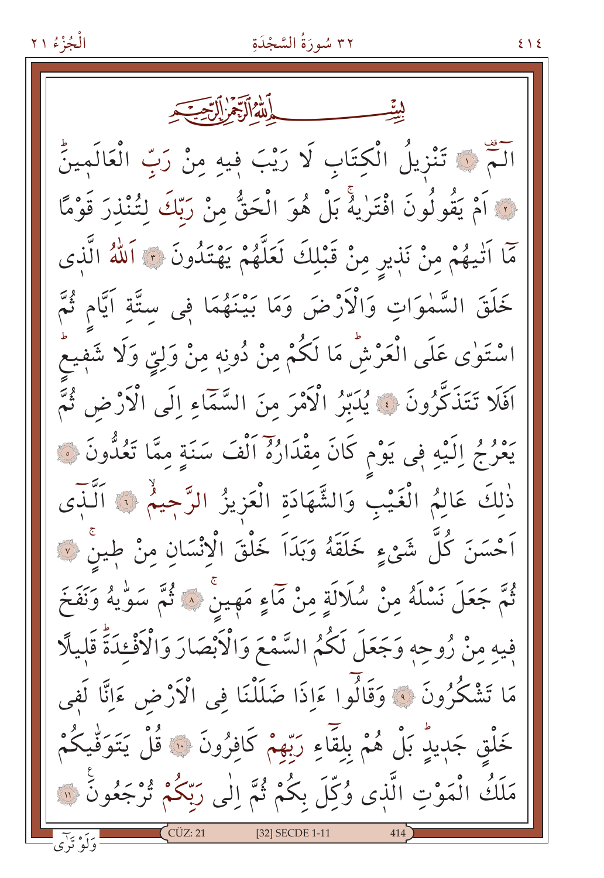بِسْمِ اللّٰهِ الرَّحْمٰنِ الرَّحِيمِ

الٓمٓ ﴿١﴾ تَنْزِيلُ الْكِتَابِ لَا رَيْبَ فِيهِ مِنْ رَبِّ الْعَالَمِينَ ﴿٢﴾ اَمْ يَقُولُونَ افْتَرٰيهُ بَلْ هُوَ الْحَقُّ مِنْ رَبِّكَ لِتُنْذِرَ قَوْمًا مَٓا اَتٰيهُمْ مِنْ نَذِيرٍ مِنْ قَبْلِكَ لَعَلَّهُمْ يَهْتَدُونَ ﴿٣﴾ اَللّٰهُ الَّذٖى خَلَقَ السَّمٰوَاتِ وَالْاَرْضَ وَمَا بَيْنَهُمَا فٖى سِتَّةِ اَيَّامٍ ثُمَّ اسْتَوٰى عَلَى الْعَرْشِ مَا لَكُمْ مِنْ دُونِهٖ مِنْ وَلِيٍّ وَلَا شَفٖيعٍ اَفَلَا تَتَذَكَّرُونَ ﴿٤﴾ يُدَبِّرُ الْاَمْرَ مِنَ السَّمَٓاءِ اِلَى الْاَرْضِ ثُمَّ يَعْرُجُ اِلَيْهِ فٖى يَوْمٍ كَانَ مِقْدَارُهُٓ اَلْفَ سَنَةٍ مِمَّا تَعُدُّونَ ﴿٥﴾ ذٰلِكَ عَالِمُ الْغَيْبِ وَالشَّهَادَةِ الْعَزٖيزُ الرَّحٖيمُ ﴿٦﴾ اَلَّذٖٓى اَحْسَنَ كُلَّ شَيْءٍ خَلَقَهُ وَبَدَاَ خَلْقَ الْاِنْسَانِ مِنْ طٖينٍ ﴿٧﴾ ثُمَّ جَعَلَ نَسْلَهُ مِنْ سُلَالَةٍ مِنْ مَٓاءٍ مَهٖينٍ ﴿٨﴾ ثُمَّ سَوّٰيهُ وَنَفَخَ فٖيهِ مِنْ رُوحِهٖ وَجَعَلَ لَكُمُ السَّمْعَ وَالْاَبْصَارَ وَالْاَفْـِٔدَةَ قَلٖيلًا مَا تَشْكُرُونَ ﴿٩﴾ وَقَالُٓوا ءَاِذَا ضَلَلْنَا فِى الْاَرْضِ ءَاِنَّا لَفٖى خَلْقٍ جَدٖيدٍ بَلْ هُمْ بِلِقَٓاءِ رَبِّهِمْ كَافِرُونَ ﴿١٠﴾ قُلْ يَتَوَفّٰيكُمْ مَلَكُ الْمَوْتِ الَّذٖى وُكِّلَ بِكُمْ ثُمَّ اِلٰى رَبِّكُمْ تُرْجَعُونَ ﴿١١﴾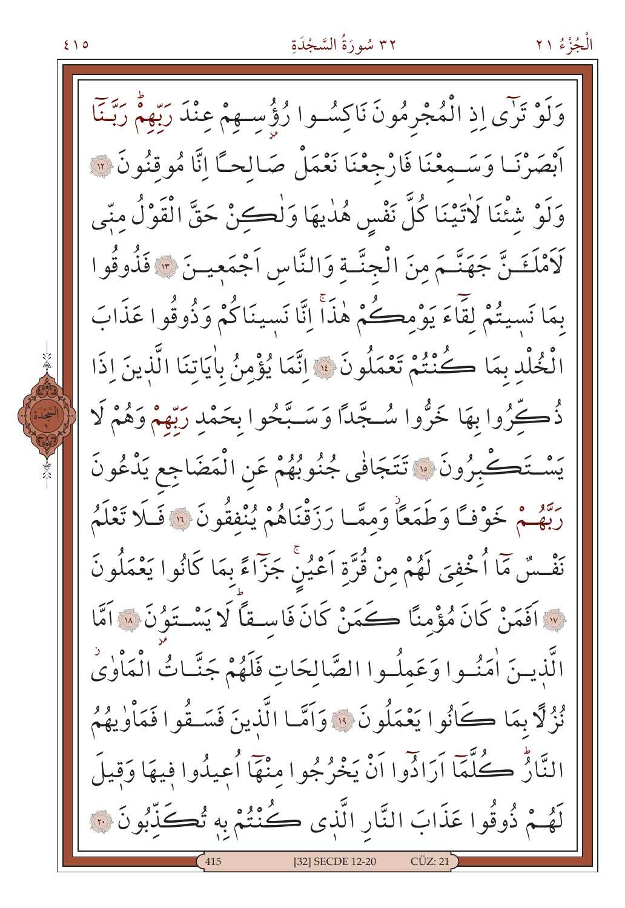وَلَوْ تَرٰٓى اِذِ الْمُجْرِمُونَ نَاكِسُوا رُؤُ۫سِهِمْ عِنْدَ رَبِّهِمْۜ رَبَّنَٓا اَبْصَرْنَا وَسَمِعْنَا فَارْجِعْنَا نَعْمَلْ صَالِحًا اِنَّا مُوقِنُونَ ﴿١٢﴾ وَلَوْ شِئْنَا لَاٰتَيْنَا كُلَّ نَفْسٍ هُدٰيهَا وَلٰكِنْ حَقَّ الْقَوْلُ مِنّ۪ي لَاَمْلَـَٔنَّ جَهَنَّمَ مِنَ الْجِنَّةِ وَالنَّاسِ اَجْمَع۪ينَ ﴿١٣﴾ فَذُوقُوا بِمَا نَس۪يتُمْ لِقَٓاءَ يَوْمِكُمْ هٰذَاۚ اِنَّا نَس۪ينَاكُمْ وَذُوقُوا عَذَابَ الْخُلْدِ بِمَا كُنْتُمْ تَعْمَلُونَ ﴿١٤﴾ اِنَّمَا يُؤْمِنُ بِاٰيَاتِنَا الَّذ۪ينَ اِذَا ذُكِّرُوا بِهَا خَرُّوا سُجَّدًا وَسَبَّحُوا بِحَمْدِ رَبِّهِمْ وَهُمْ لَا يَسْتَكْبِرُونَ ﴿١٥﴾ تَتَجَافٰى جُنُوبُهُمْ عَنِ الْمَضَاجِعِ يَدْعُونَ رَبَّهُمْ خَوْفًا وَطَمَعًاۘ وَمِمَّا رَزَقْنَاهُمْ يُنْفِقُونَ ﴿١٦﴾ فَلَا تَعْلَمُ نَفْسٌ مَٓا اُخْفِيَ لَهُمْ مِنْ قُرَّةِ اَعْيُنٍۚ جَزَٓاءً بِمَا كَانُوا يَعْمَلُونَ ﴿١٧﴾ اَفَمَنْ كَانَ مُؤْمِنًا كَمَنْ كَانَ فَاسِقًاۜ لَا يَسْتَوُ۫نَ ﴿١٨﴾ اَمَّا الَّذ۪ينَ اٰمَنُوا وَعَمِلُوا الصَّالِحَاتِ فَلَهُمْ جَنَّاتُ الْمَأْوٰىۘ نُزُلًا بِمَا كَانُوا يَعْمَلُونَ ﴿١٩﴾ وَاَمَّا الَّذ۪ينَ فَسَقُوا فَمَأْوٰيهُمُ النَّارُۜ كُلَّمَٓا اَرَادُٓوا اَنْ يَخْرُجُوا مِنْهَٓا اُع۪يدُوا ف۪يهَا وَق۪يلَ لَهُمْ ذُوقُوا عَذَابَ النَّارِ الَّذ۪ي كُنْتُمْ بِه۪ تُكَذِّبُونَ ﴿٢٠﴾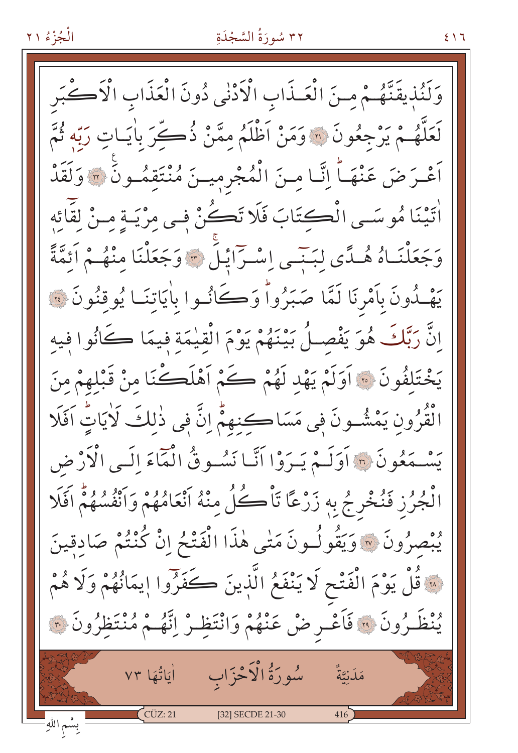وَلَنُذِيقَنَّهُمْ مِنَ الْعَذَابِ الْاَدْنٰى دُونَ الْعَذَابِ الْاَكْبَرِ لَعَلَّهُمْ يَرْجِعُونَ ﴿٢١﴾ وَمَنْ اَظْلَمُ مِمَّنْ ذُكِّرَ بِاٰيَاتِ رَبِّهٖ ثُمَّ اَعْرَضَ عَنْهَاۜ اِنَّا مِنَ الْمُجْرِمِينَ مُنْتَقِمُونَ ﴿٢٢﴾ وَلَقَدْ اٰتَيْنَا مُوسَى الْكِتَابَ فَلَا تَكُنْ فٖى مِرْيَةٍ مِنْ لِقَٓائِهٖ وَجَعَلْنَاهُ هُدًى لِبَنٖٓى اِسْرَٓائٖيلَۚ ﴿٢٣﴾ وَجَعَلْنَا مِنْهُمْ اَئِمَّةً يَهْدُونَ بِاَمْرِنَا لَمَّا صَبَرُواۜ وَكَانُوا بِاٰيَاتِنَا يُوقِنُونَ ﴿٢٤﴾ اِنَّ رَبَّكَ هُوَ يَفْصِلُ بَيْنَهُمْ يَوْمَ الْقِيٰمَةِ فٖيمَا كَانُوا فٖيهِ يَخْتَلِفُونَ ﴿٢٥﴾ اَوَلَمْ يَهْدِ لَهُمْ كَمْ اَهْلَكْنَا مِنْ قَبْلِهِمْ مِنَ الْقُرُونِ يَمْشُونَ فٖى مَسَاكِنِهِمْۜ اِنَّ فٖى ذٰلِكَ لَاٰيَاتٍۜ اَفَلَا يَسْمَعُونَ ﴿٢٦﴾ اَوَلَمْ يَرَوْا اَنَّا نَسُوقُ الْمَٓاءَ اِلَى الْاَرْضِ الْجُرُزِ فَنُخْرِجُ بِهٖ زَرْعًا تَاْكُلُ مِنْهُ اَنْعَامُهُمْ وَاَنْفُسُهُمْۜ اَفَلَا يُبْصِرُونَ ﴿٢٧﴾ وَيَقُولُونَ مَتٰى هٰذَا الْفَتْحُ اِنْ كُنْتُمْ صَادِقٖينَ ﴿٢٨﴾ قُلْ يَوْمَ الْفَتْحِ لَا يَنْفَعُ الَّذٖينَ كَفَرُٓوا اٖيمَانُهُمْ وَلَا هُمْ يُنْظَرُونَ ﴿٢٩﴾ فَاَعْرِضْ عَنْهُمْ وَانْتَظِرْ اِنَّهُمْ مُنْتَظِرُونَ ﴿٣٠﴾

## سُورَةُ الْاَحْزَابِ

مَدَنِيَّةٌ — اٰيَاتُهَا ٧٣

بِسْمِ اللّٰهِ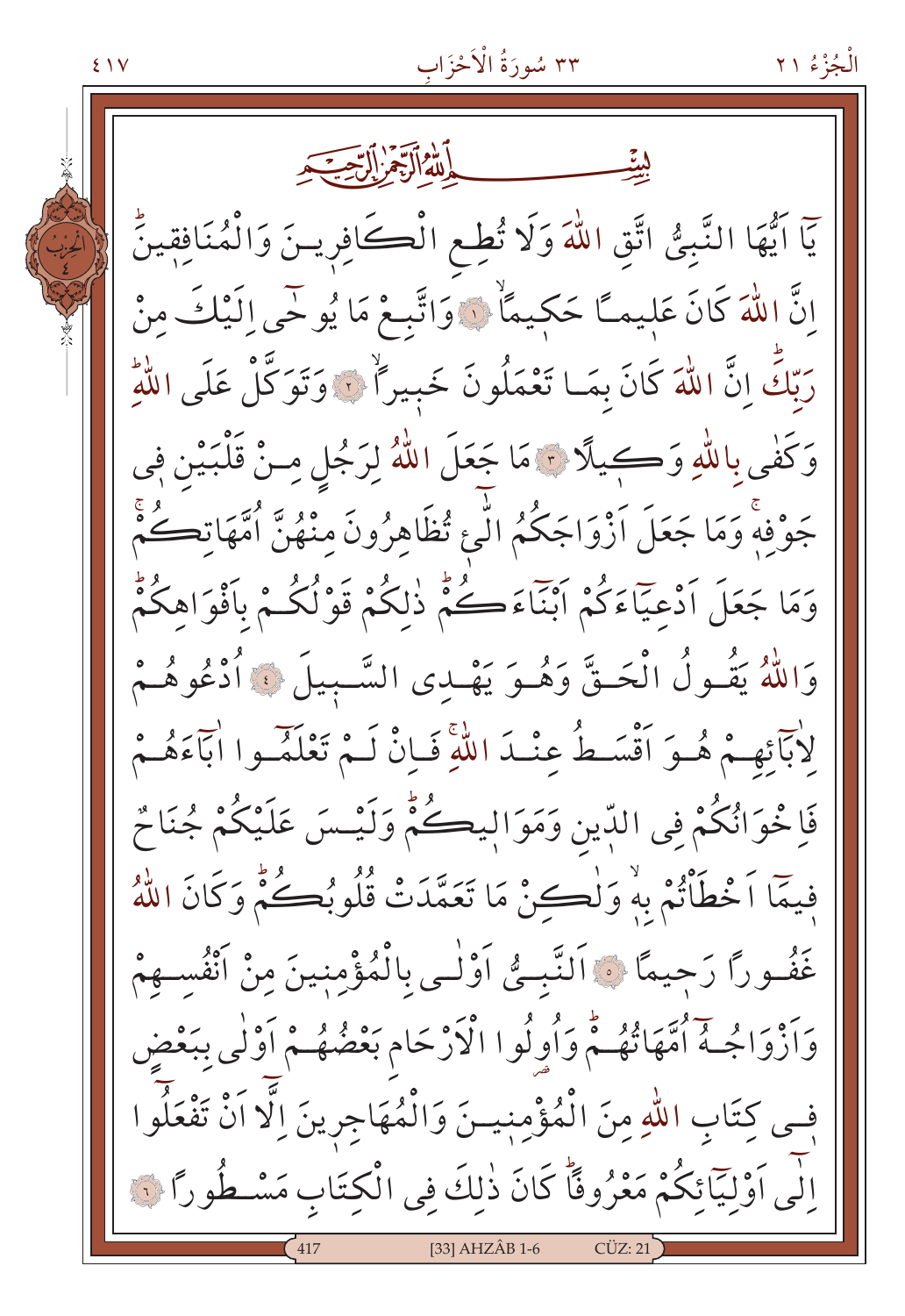بِسْمِ اللّٰهِ الرَّحْمٰنِ الرَّح۪يمِ

يَٓا اَيُّهَا النَّبِيُّ اتَّقِ اللّٰهَ وَلَا تُطِعِ الْكَافِر۪ينَ وَالْمُنَافِق۪ينَۜ اِنَّ اللّٰهَ كَانَ عَل۪يماً حَك۪يماًۙ ﴿١﴾ وَاتَّبِعْ مَا يُوحٰٓى اِلَيْكَ مِنْ رَبِّكَۜ اِنَّ اللّٰهَ كَانَ بِمَا تَعْمَلُونَ خَب۪يراًۙ ﴿٢﴾ وَتَوَكَّلْ عَلَى اللّٰهِۜ وَكَفٰى بِاللّٰهِ وَك۪يلاً ﴿٣﴾ مَا جَعَلَ اللّٰهُ لِرَجُلٍ مِنْ قَلْبَيْنِ ف۪ي جَوْفِه۪ۚ وَمَا جَعَلَ اَزْوَاجَكُمُ الّٰٓـئ۪ تُظَاهِرُونَ مِنْهُنَّ اُمَّهَاتِكُمْۚ وَمَا جَعَلَ اَدْعِيَٓاءَكُمْ اَبْنَٓاءَكُمْۜ ذٰلِكُمْ قَوْلُكُمْ بِاَفْوَاهِكُمْۜ وَاللّٰهُ يَقُولُ الْحَقَّ وَهُوَ يَهْدِي السَّب۪يلَ ﴿٤﴾ اُدْعُوهُمْ لِاٰبَٓائِهِمْ هُوَ اَقْسَطُ عِنْدَ اللّٰهِۚ فَاِنْ لَمْ تَعْلَمُٓوا اٰبَٓاءَهُمْ فَاِخْوَانُكُمْ فِي الدّ۪ينِ وَمَوَال۪يكُمْۜ وَلَيْسَ عَلَيْكُمْ جُنَاحٌ ف۪يمَٓا اَخْطَاْتُمْ بِه۪ۙ وَلٰكِنْ مَا تَعَمَّدَتْ قُلُوبُكُمْۜ وَكَانَ اللّٰهُ غَفُوراً رَح۪يماً ﴿٥﴾ اَلنَّبِيُّ اَوْلٰى بِالْمُؤْمِن۪ينَ مِنْ اَنْفُسِهِمْ وَاَزْوَاجُهُٓ اُمَّهَاتُهُمْۜ وَاُو۬لُوا الْاَرْحَامِ بَعْضُهُمْ اَوْلٰى بِبَعْضٍ ف۪ي كِتَابِ اللّٰهِ مِنَ الْمُؤْمِن۪ينَ وَالْمُهَاجِر۪ينَ اِلَّٓا اَنْ تَفْعَلُٓوا اِلٰٓى اَوْلِيَٓائِكُمْ مَعْرُوفاًۜ كَانَ ذٰلِكَ فِي الْكِتَابِ مَسْطُوراً ﴿٦﴾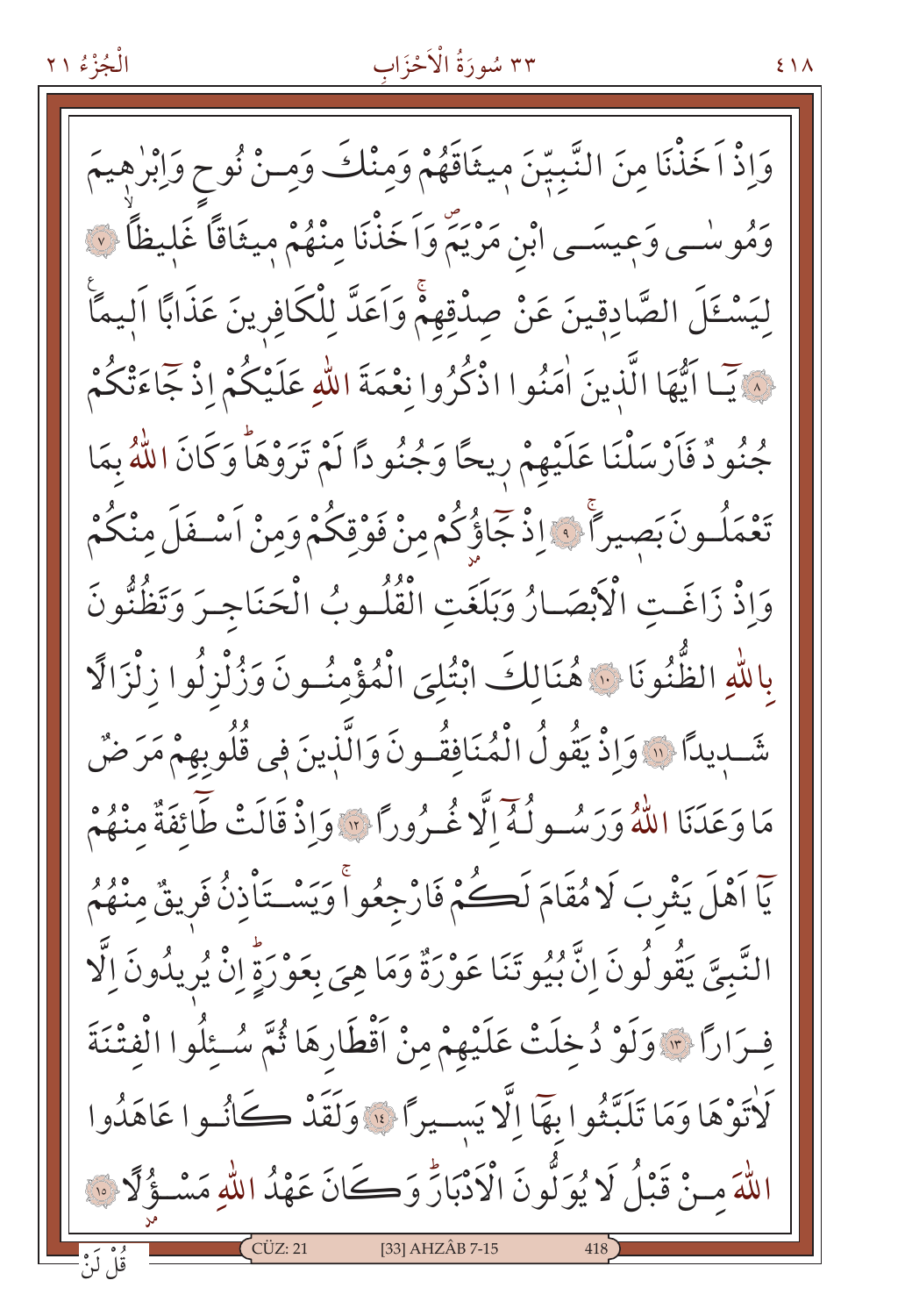وَاِذْ اَخَذْنَا مِنَ النَّبِيّنَ ميثَاقَهُمْ وَمِنْكَ وَمِنْ نُوحٍ وَاِبْرٰهيمَ وَمُوسٰى وَعيسَى ابْنِ مَرْيَمَۖ وَاَخَذْنَا مِنْهُمْ ميثَاقاً غَليظاًۙ ﴿٧﴾ لِيَسْـَٔلَ الصَّادِقينَ عَنْ صِدْقِهِمْۚ وَاَعَدَّ لِلْكَافِرينَ عَذَاباً اَليماً۟ ﴿٨﴾ يَٓا اَيُّهَا الَّذينَ اٰمَنُوا اذْكُرُوا نِعْمَةَ اللّٰهِ عَلَيْكُمْ اِذْ جَٓاءَتْكُمْ جُنُودٌ فَاَرْسَلْنَا عَلَيْهِمْ ريحاً وَجُنُوداً لَمْ تَرَوْهَاۜ وَكَانَ اللّٰهُ بِمَا تَعْمَلُونَ بَصيراًۚ ﴿٩﴾ اِذْ جَٓاؤُ۫كُمْ مِنْ فَوْقِكُمْ وَمِنْ اَسْفَلَ مِنْكُمْ وَاِذْ زَاغَتِ الْاَبْصَارُ وَبَلَغَتِ الْقُلُوبُ الْحَنَاجِرَ وَتَظُنُّونَ بِاللّٰهِ الظُّنُونَا ﴿١٠﴾ هُنَالِكَ ابْتُلِيَ الْمُؤْمِنُونَ وَزُلْزِلُوا زِلْزَالاً شَديداً ﴿١١﴾ وَاِذْ يَقُولُ الْمُنَافِقُونَ وَالَّذينَ فٖي قُلُوبِهِمْ مَرَضٌ مَا وَعَدَنَا اللّٰهُ وَرَسُولُهُٓ اِلَّا غُرُوراً ﴿١٢﴾ وَاِذْ قَالَتْ طَٓائِفَةٌ مِنْهُمْ يَٓا اَهْلَ يَثْرِبَ لَا مُقَامَ لَكُمْ فَارْجِعُواۚ وَيَسْتَأْذِنُ فَريقٌ مِنْهُمُ النَّبِيَّ يَقُولُونَ اِنَّ بُيُوتَنَا عَوْرَةٌۜ وَمَا هِيَ بِعَوْرَةٍۚ اِنْ يُريدُونَ اِلَّا فِرَاراً ﴿١٣﴾ وَلَوْ دُخِلَتْ عَلَيْهِمْ مِنْ اَقْطَارِهَا ثُمَّ سُئِلُوا الْفِتْنَةَ لَاٰتَوْهَا وَمَا تَلَبَّثُوا بِهَٓا اِلَّا يَسيراً ﴿١٤﴾ وَلَقَدْ كَانُوا عَاهَدُوا اللّٰهَ مِنْ قَبْلُ لَا يُوَلُّونَ الْاَدْبَارَۜ وَكَانَ عَهْدُ اللّٰهِ مَسْؤُ۫لاً ﴿١٥﴾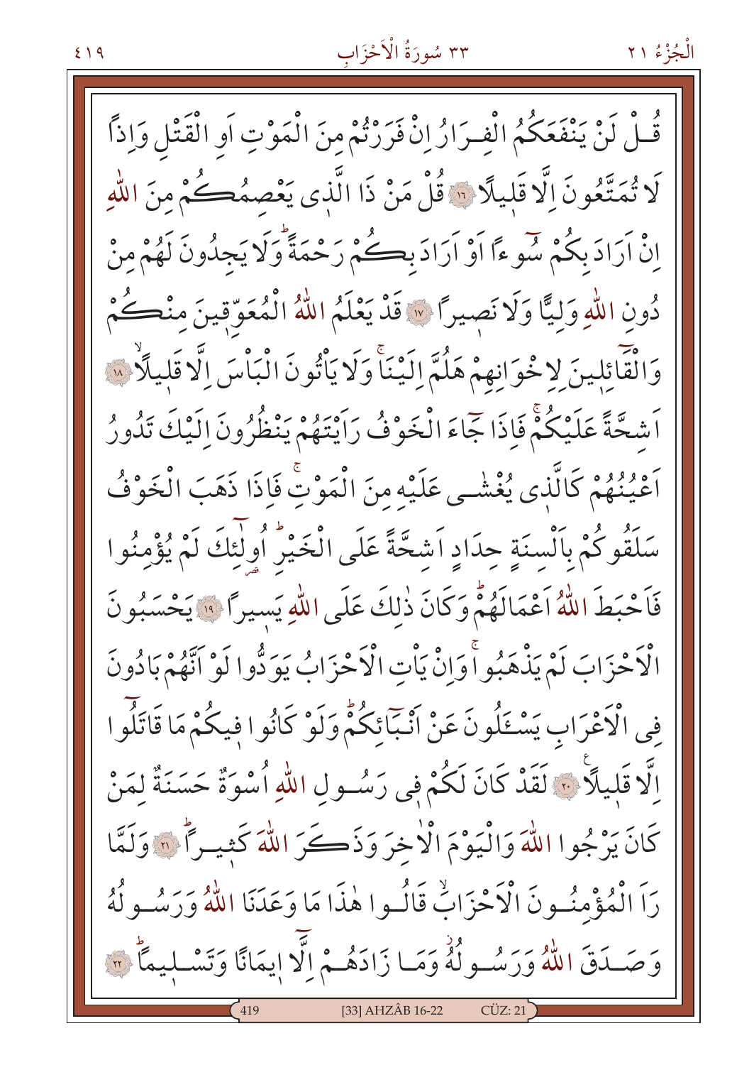قُلْ لَنْ يَنْفَعَكُمُ الْفِرَارُ اِنْ فَرَرْتُمْ مِنَ الْمَوْتِ اَوِ الْقَتْلِ وَاِذاً لَا تُمَتَّعُونَ اِلَّا قَليلاً ﴿١٦﴾ قُلْ مَنْ ذَا الَّذى يَعْصِمُكُمْ مِنَ اللّٰهِ اِنْ اَرَادَ بِكُمْ سُوءاً اَوْ اَرَادَ بِكُمْ رَحْمَةً وَلَا يَجِدُونَ لَهُمْ مِنْ دُونِ اللّٰهِ وَلِيًّا وَلَا نَصيراً ﴿١٧﴾ قَدْ يَعْلَمُ اللّٰهُ الْمُعَوِّقينَ مِنْكُمْ وَالْقَٓائِلينَ لِاِخْوَانِهِمْ هَلُمَّ اِلَيْنَا وَلَا يَاْتُونَ الْبَاْسَ اِلَّا قَليلاً ﴿١٨﴾ اَشِحَّةً عَلَيْكُمْ فَاِذَا جَٓاءَ الْخَوْفُ رَاَيْتَهُمْ يَنْظُرُونَ اِلَيْكَ تَدُورُ اَعْيُنُهُمْ كَالَّذى يُغْشٰى عَلَيْهِ مِنَ الْمَوْتِ فَاِذَا ذَهَبَ الْخَوْفُ سَلَقُوكُمْ بِاَلْسِنَةٍ حِدَادٍ اَشِحَّةً عَلَى الْخَيْرِ اُولٰٓئِكَ لَمْ يُؤْمِنُوا فَاَحْبَطَ اللّٰهُ اَعْمَالَهُمْ وَكَانَ ذٰلِكَ عَلَى اللّٰهِ يَسيراً ﴿١٩﴾ يَحْسَبُونَ الْاَحْزَابَ لَمْ يَذْهَبُوا وَاِنْ يَاْتِ الْاَحْزَابُ يَوَدُّوا لَوْ اَنَّهُمْ بَادُونَ فِى الْاَعْرَابِ يَسْـَٔلُونَ عَنْ اَنْبَٓائِكُمْ وَلَوْ كَانُوا فيكُمْ مَا قَاتَلُوا اِلَّا قَليلاً ﴿٢٠﴾ لَقَدْ كَانَ لَكُمْ فى رَسُولِ اللّٰهِ اُسْوَةٌ حَسَنَةٌ لِمَنْ كَانَ يَرْجُوا اللّٰهَ وَالْيَوْمَ الْاٰخِرَ وَذَكَرَ اللّٰهَ كَثيراً ﴿٢١﴾ وَلَمَّا رَاَ الْمُؤْمِنُونَ الْاَحْزَابَ قَالُوا هٰذَا مَا وَعَدَنَا اللّٰهُ وَرَسُولُهُ وَصَدَقَ اللّٰهُ وَرَسُولُهُ وَمَا زَادَهُمْ اِلَّا اِيمَانًا وَتَسْليماً ﴿٢٢﴾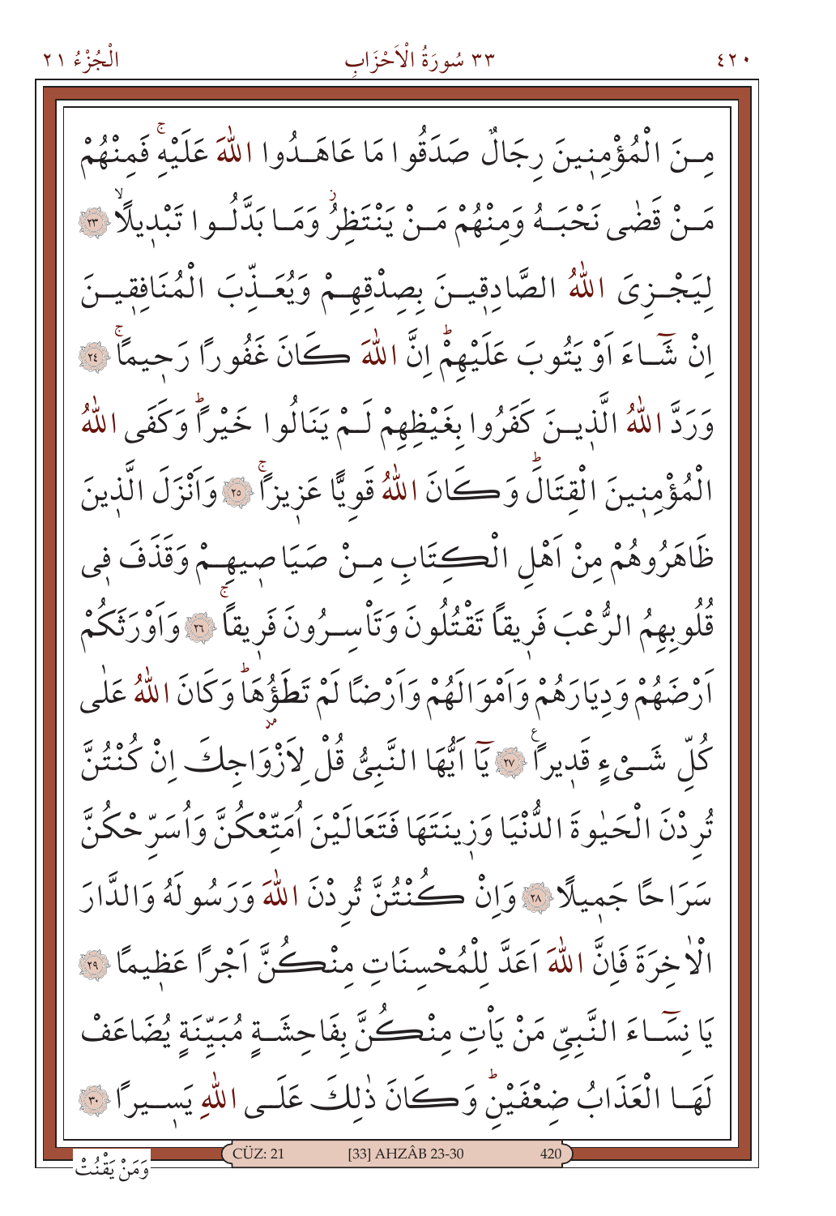مِنَ الْمُؤْمِنِينَ رِجَالٌ صَدَقُوا مَا عَاهَدُوا اللّٰهَ عَلَيْهِۚ فَمِنْهُمْ مَنْ قَضٰى نَحْبَهُ وَمِنْهُمْ مَنْ يَنْتَظِرُۘ وَمَا بَدَّلُوا تَبْديلاًۙ ﴿٢٣﴾ لِيَجْزِيَ اللّٰهُ الصَّادِقينَ بِصِدْقِهِمْ وَيُعَذِّبَ الْمُنَافِقينَ اِنْ شَٓاءَ اَوْ يَتُوبَ عَلَيْهِمْۜ اِنَّ اللّٰهَ كَانَ غَفُوراً رَحيماًۚ ﴿٢٤﴾ وَرَدَّ اللّٰهُ الَّذينَ كَفَرُوا بِغَيْظِهِمْ لَمْ يَنَالُوا خَيْراًۜ وَكَفَى اللّٰهُ الْمُؤْمِنينَ الْقِتَالَۜ وَكَانَ اللّٰهُ قَوِيًّا عَزيزاًۚ ﴿٢٥﴾ وَاَنْزَلَ الَّذينَ ظَاهَرُوهُمْ مِنْ اَهْلِ الْكِتَابِ مِنْ صَيَاصيهِمْ وَقَذَفَ فِي قُلُوبِهِمُ الرُّعْبَ فَريقاً تَقْتُلُونَ وَتَأْسِرُونَ فَريقاًۚ ﴿٢٦﴾ وَاَوْرَثَكُمْ اَرْضَهُمْ وَدِيَارَهُمْ وَاَمْوَالَهُمْ وَاَرْضاً لَمْ تَطَؤُهَاۜ وَكَانَ اللّٰهُ عَلٰى كُلِّ شَيْءٍ قَديراًۚ ﴿٢٧﴾ يَٓا اَيُّهَا النَّبِيُّ قُلْ لِاَزْوَاجِكَ اِنْ كُنْتُنَّ تُرِدْنَ الْحَيٰوةَ الدُّنْيَا وَزينَتَهَا فَتَعَالَيْنَ اُمَتِّعْكُنَّ وَاُسَرِّحْكُنَّ سَرَاحاً جَميلاً ﴿٢٨﴾ وَاِنْ كُنْتُنَّ تُرِدْنَ اللّٰهَ وَرَسُولَهُ وَالدَّارَ الْاٰخِرَةَ فَاِنَّ اللّٰهَ اَعَدَّ لِلْمُحْسِنَاتِ مِنْكُنَّ اَجْراً عَظيماً ﴿٢٩﴾ يَا نِسَٓاءَ النَّبِيِّ مَنْ يَأْتِ مِنْكُنَّ بِفَاحِشَةٍ مُبَيِّنَةٍ يُضَاعَفْ لَهَا الْعَذَابُ ضِعْفَيْنِۜ وَكَانَ ذٰلِكَ عَلَى اللّٰهِ يَسيراً ﴿٣٠﴾

وَمَنْ يَقْنُتْ